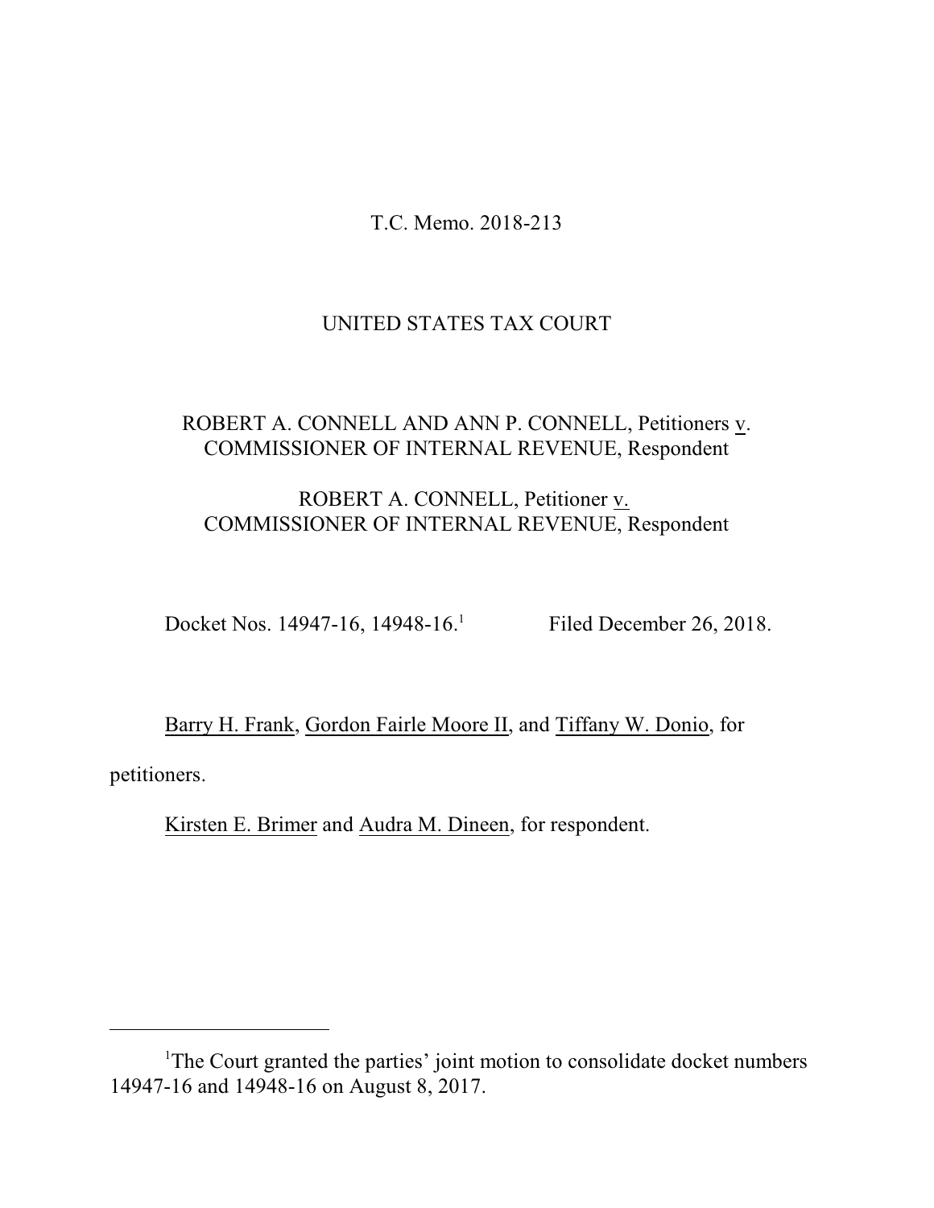T.C. Memo. 2018-213

UNITED STATES TAX COURT

ROBERT A. CONNELL AND ANN P. CONNELL, Petitioners v. COMMISSIONER OF INTERNAL REVENUE, Respondent

ROBERT A. CONNELL, Petitioner v. COMMISSIONER OF INTERNAL REVENUE, Respondent

Docket Nos. 14947-16, 14948-16.[1] Filed December 26, 2018.

Barry H. Frank, Gordon Fairle Moore II, and Tiffany W. Donio, for petitioners.

Kirsten E. Brimer and Audra M. Dineen, for respondent.

---

[1]The Court granted the parties' joint motion to consolidate docket numbers 14947-16 and 14948-16 on August 8, 2017.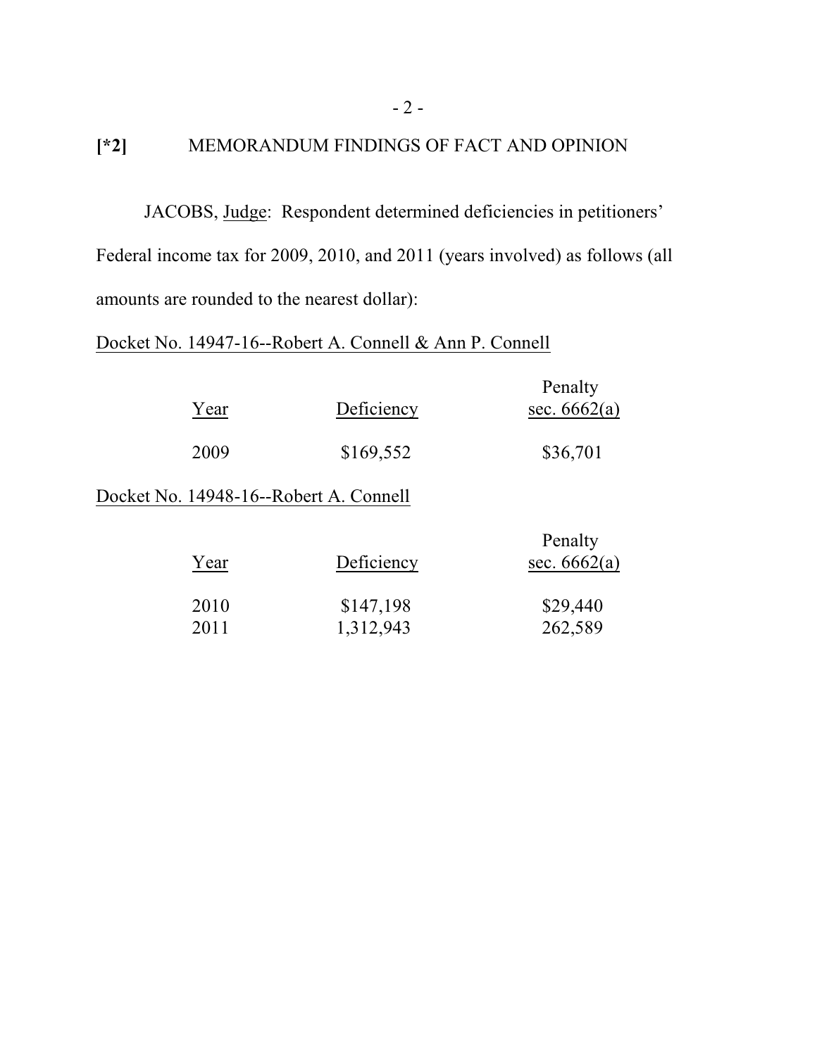**[*2]** MEMORANDUM FINDINGS OF FACT AND OPINION

JACOBS, Judge: Respondent determined deficiencies in petitioners' Federal income tax for 2009, 2010, and 2011 (years involved) as follows (all amounts are rounded to the nearest dollar):

Docket No. 14947-16--Robert A. Connell & Ann P. Connell

| Year | Deficiency | Penalty sec. 6662(a) |
|---|---|---|
| 2009 | $169,552 | $36,701 |

Docket No. 14948-16--Robert A. Connell

| Year | Deficiency | Penalty sec. 6662(a) |
|---|---|---|
| 2010 | $147,198 | $29,440 |
| 2011 | 1,312,943 | 262,589 |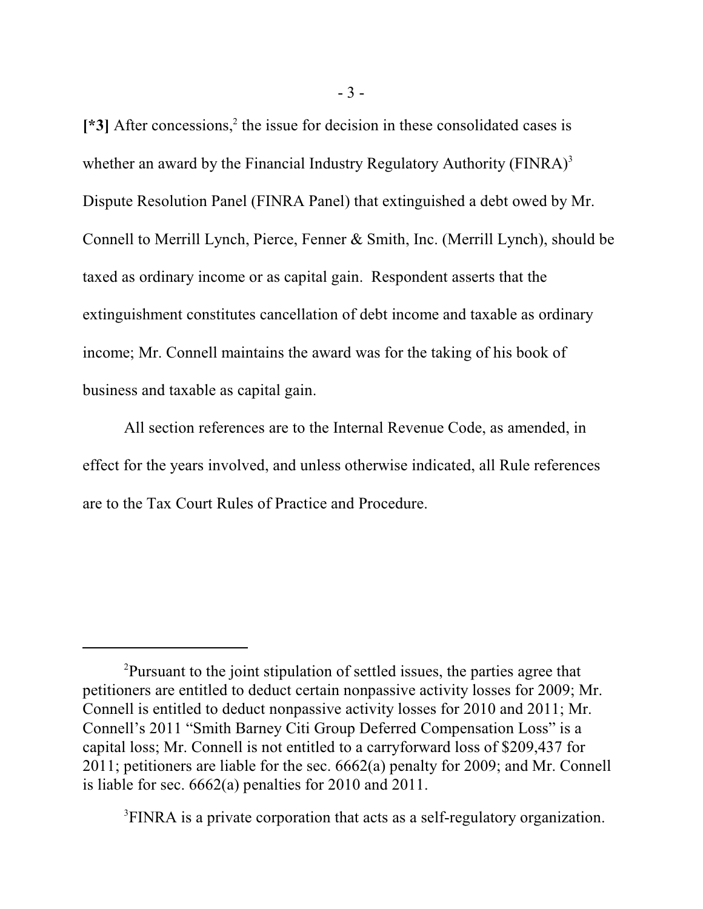**[*3]** After concessions,[2] the issue for decision in these consolidated cases is whether an award by the Financial Industry Regulatory Authority (FINRA)[3] Dispute Resolution Panel (FINRA Panel) that extinguished a debt owed by Mr. Connell to Merrill Lynch, Pierce, Fenner & Smith, Inc. (Merrill Lynch), should be taxed as ordinary income or as capital gain. Respondent asserts that the extinguishment constitutes cancellation of debt income and taxable as ordinary income; Mr. Connell maintains the award was for the taking of his book of business and taxable as capital gain.

All section references are to the Internal Revenue Code, as amended, in effect for the years involved, and unless otherwise indicated, all Rule references are to the Tax Court Rules of Practice and Procedure.

---

[2]Pursuant to the joint stipulation of settled issues, the parties agree that petitioners are entitled to deduct certain nonpassive activity losses for 2009; Mr. Connell is entitled to deduct nonpassive activity losses for 2010 and 2011; Mr. Connell's 2011 "Smith Barney Citi Group Deferred Compensation Loss" is a capital loss; Mr. Connell is not entitled to a carryforward loss of $209,437 for 2011; petitioners are liable for the sec. 6662(a) penalty for 2009; and Mr. Connell is liable for sec. 6662(a) penalties for 2010 and 2011.

[3]FINRA is a private corporation that acts as a self-regulatory organization.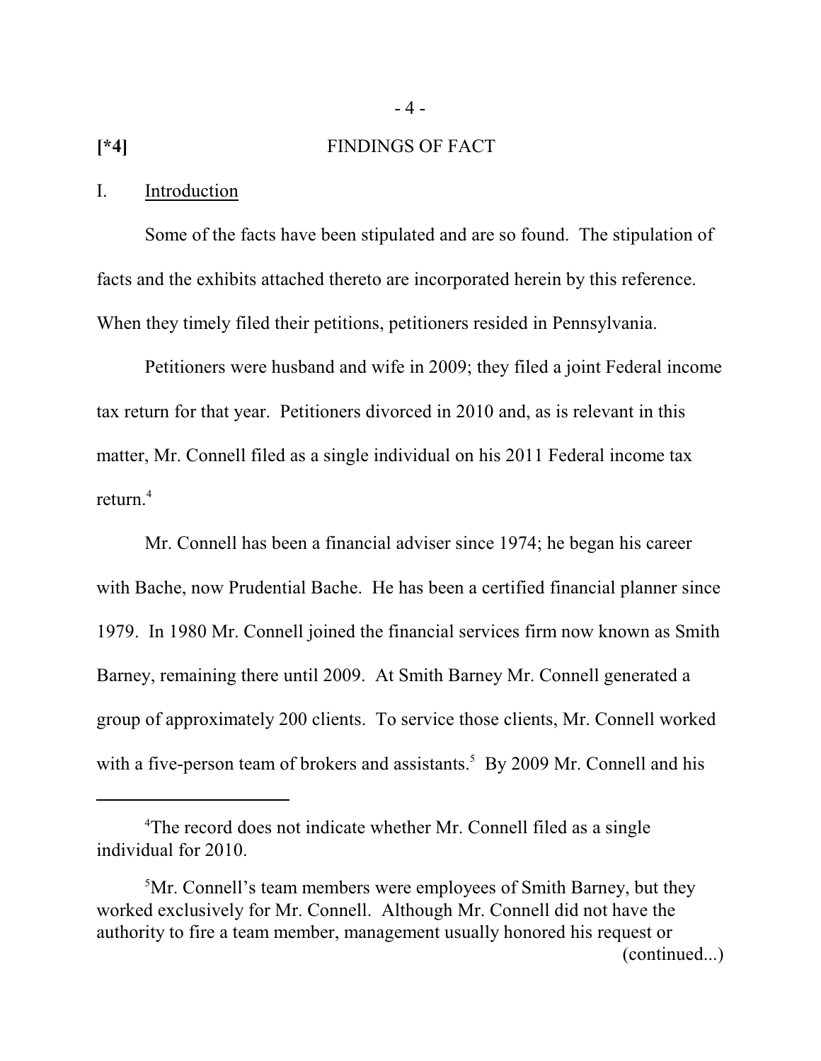[*4] FINDINGS OF FACT

## I. Introduction

Some of the facts have been stipulated and are so found. The stipulation of facts and the exhibits attached thereto are incorporated herein by this reference. When they timely filed their petitions, petitioners resided in Pennsylvania.

Petitioners were husband and wife in 2009; they filed a joint Federal income tax return for that year. Petitioners divorced in 2010 and, as is relevant in this matter, Mr. Connell filed as a single individual on his 2011 Federal income tax return.[4]

Mr. Connell has been a financial adviser since 1974; he began his career with Bache, now Prudential Bache. He has been a certified financial planner since 1979. In 1980 Mr. Connell joined the financial services firm now known as Smith Barney, remaining there until 2009. At Smith Barney Mr. Connell generated a group of approximately 200 clients. To service those clients, Mr. Connell worked with a five-person team of brokers and assistants.[5] By 2009 Mr. Connell and his

---

[4]The record does not indicate whether Mr. Connell filed as a single individual for 2010.

[5]Mr. Connell's team members were employees of Smith Barney, but they worked exclusively for Mr. Connell. Although Mr. Connell did not have the authority to fire a team member, management usually honored his request or (continued...)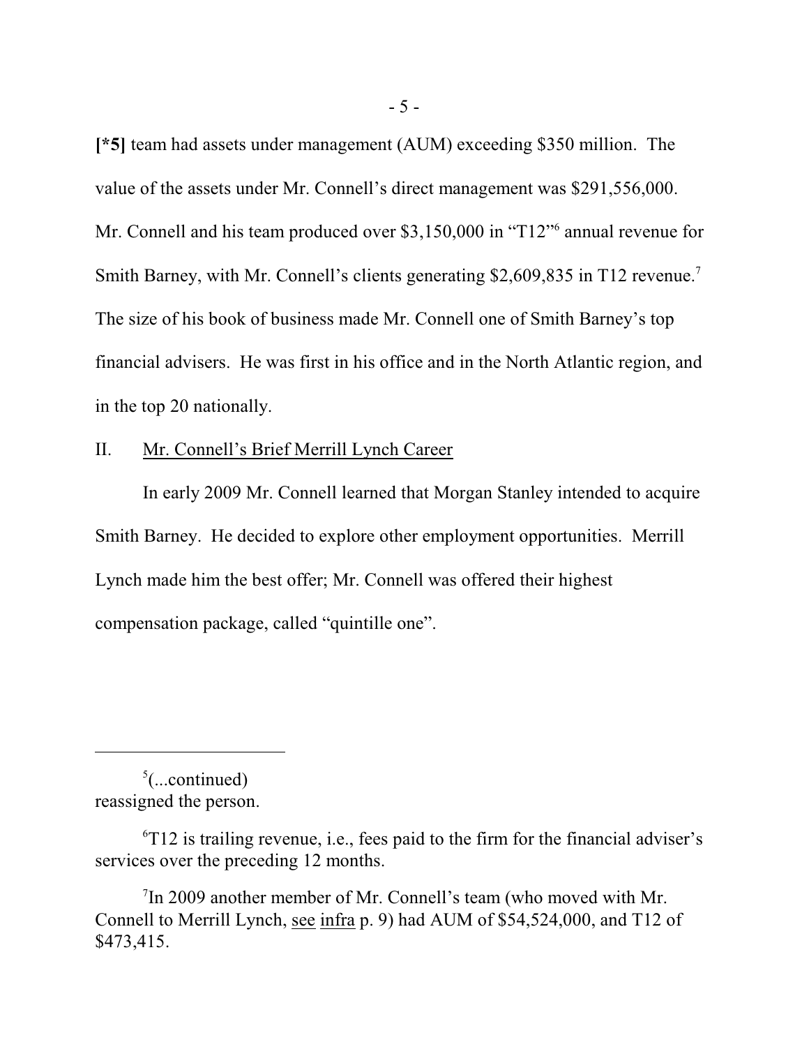**[*5]** team had assets under management (AUM) exceeding $350 million. The value of the assets under Mr. Connell's direct management was $291,556,000. Mr. Connell and his team produced over $3,150,000 in "T12"[6] annual revenue for Smith Barney, with Mr. Connell's clients generating $2,609,835 in T12 revenue.[7] The size of his book of business made Mr. Connell one of Smith Barney's top financial advisers. He was first in his office and in the North Atlantic region, and in the top 20 nationally.

## II. Mr. Connell's Brief Merrill Lynch Career

In early 2009 Mr. Connell learned that Morgan Stanley intended to acquire Smith Barney. He decided to explore other employment opportunities. Merrill Lynch made him the best offer; Mr. Connell was offered their highest compensation package, called "quintille one".

---

[5](...continued) reassigned the person.

[6]T12 is trailing revenue, i.e., fees paid to the firm for the financial adviser's services over the preceding 12 months.

[7]In 2009 another member of Mr. Connell's team (who moved with Mr. Connell to Merrill Lynch, see infra p. 9) had AUM of $54,524,000, and T12 of $473,415.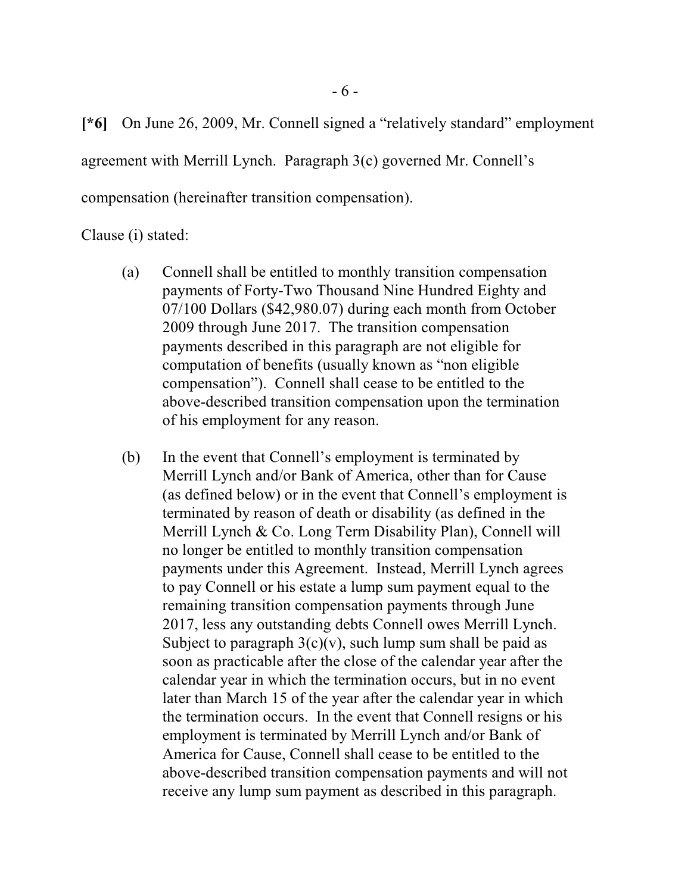**[*6]** On June 26, 2009, Mr. Connell signed a "relatively standard" employment agreement with Merrill Lynch. Paragraph 3(c) governed Mr. Connell's compensation (hereinafter transition compensation).

Clause (i) stated:

> (a) Connell shall be entitled to monthly transition compensation payments of Forty-Two Thousand Nine Hundred Eighty and 07/100 Dollars ($42,980.07) during each month from October 2009 through June 2017. The transition compensation payments described in this paragraph are not eligible for computation of benefits (usually known as "non eligible compensation"). Connell shall cease to be entitled to the above-described transition compensation upon the termination of his employment for any reason.
>
> (b) In the event that Connell's employment is terminated by Merrill Lynch and/or Bank of America, other than for Cause (as defined below) or in the event that Connell's employment is terminated by reason of death or disability (as defined in the Merrill Lynch & Co. Long Term Disability Plan), Connell will no longer be entitled to monthly transition compensation payments under this Agreement. Instead, Merrill Lynch agrees to pay Connell or his estate a lump sum payment equal to the remaining transition compensation payments through June 2017, less any outstanding debts Connell owes Merrill Lynch. Subject to paragraph 3(c)(v), such lump sum shall be paid as soon as practicable after the close of the calendar year after the calendar year in which the termination occurs, but in no event later than March 15 of the year after the calendar year in which the termination occurs. In the event that Connell resigns or his employment is terminated by Merrill Lynch and/or Bank of America for Cause, Connell shall cease to be entitled to the above-described transition compensation payments and will not receive any lump sum payment as described in this paragraph.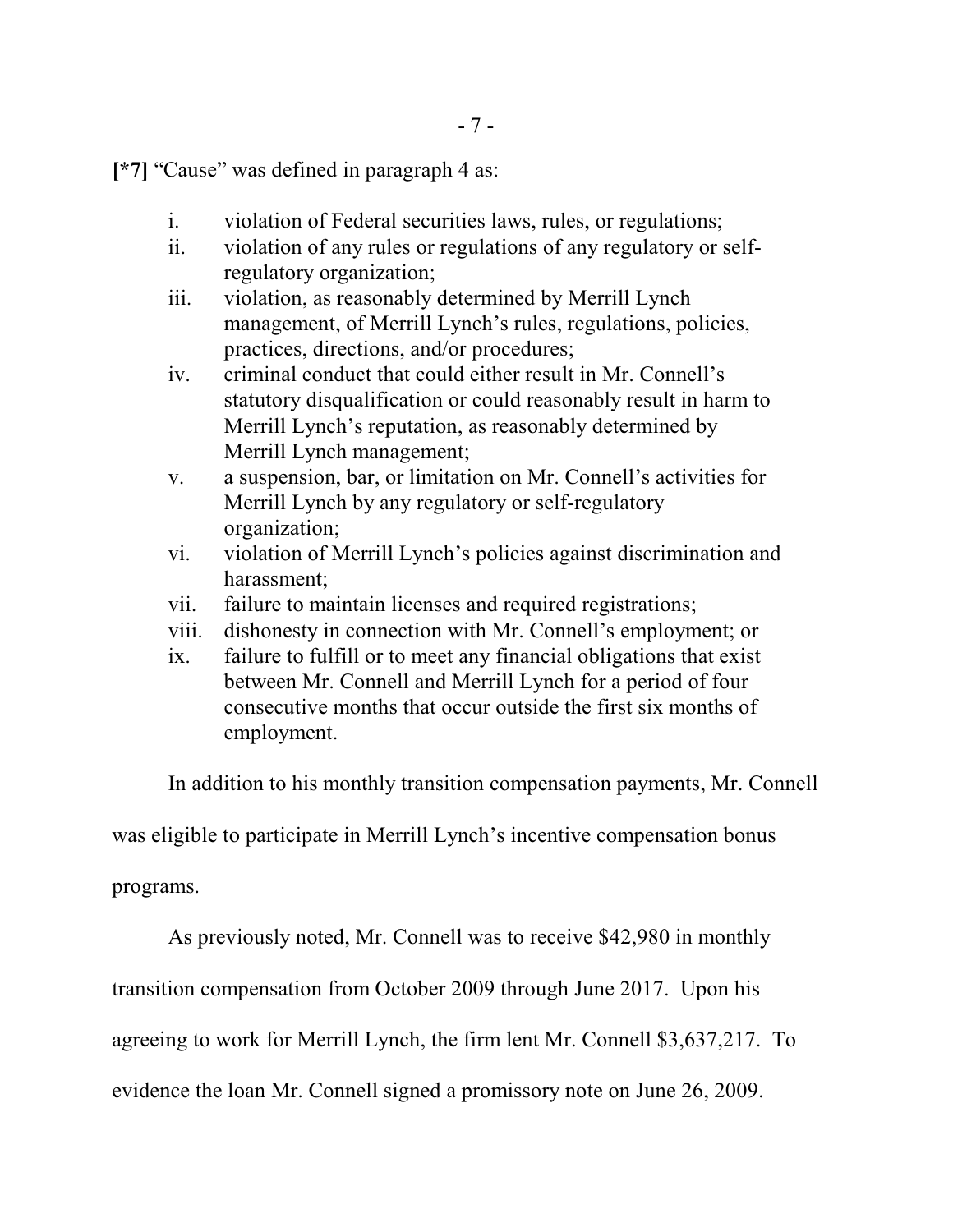**[*7]** "Cause" was defined in paragraph 4 as:

- i. violation of Federal securities laws, rules, or regulations;
- ii. violation of any rules or regulations of any regulatory or self-regulatory organization;
- iii. violation, as reasonably determined by Merrill Lynch management, of Merrill Lynch's rules, regulations, policies, practices, directions, and/or procedures;
- iv. criminal conduct that could either result in Mr. Connell's statutory disqualification or could reasonably result in harm to Merrill Lynch's reputation, as reasonably determined by Merrill Lynch management;
- v. a suspension, bar, or limitation on Mr. Connell's activities for Merrill Lynch by any regulatory or self-regulatory organization;
- vi. violation of Merrill Lynch's policies against discrimination and harassment;
- vii. failure to maintain licenses and required registrations;
- viii. dishonesty in connection with Mr. Connell's employment; or
- ix. failure to fulfill or to meet any financial obligations that exist between Mr. Connell and Merrill Lynch for a period of four consecutive months that occur outside the first six months of employment.

In addition to his monthly transition compensation payments, Mr. Connell was eligible to participate in Merrill Lynch's incentive compensation bonus programs.

As previously noted, Mr. Connell was to receive $42,980 in monthly transition compensation from October 2009 through June 2017. Upon his agreeing to work for Merrill Lynch, the firm lent Mr. Connell $3,637,217. To evidence the loan Mr. Connell signed a promissory note on June 26, 2009.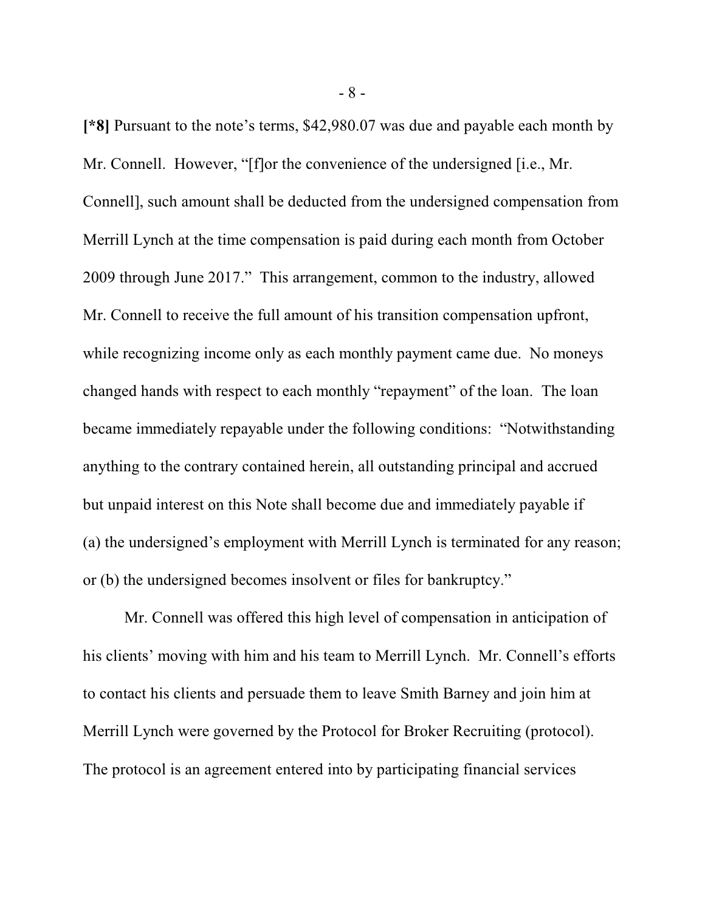**[*8]** Pursuant to the note's terms, $42,980.07 was due and payable each month by Mr. Connell. However, "[f]or the convenience of the undersigned [i.e., Mr. Connell], such amount shall be deducted from the undersigned compensation from Merrill Lynch at the time compensation is paid during each month from October 2009 through June 2017." This arrangement, common to the industry, allowed Mr. Connell to receive the full amount of his transition compensation upfront, while recognizing income only as each monthly payment came due. No moneys changed hands with respect to each monthly "repayment" of the loan. The loan became immediately repayable under the following conditions: "Notwithstanding anything to the contrary contained herein, all outstanding principal and accrued but unpaid interest on this Note shall become due and immediately payable if (a) the undersigned's employment with Merrill Lynch is terminated for any reason; or (b) the undersigned becomes insolvent or files for bankruptcy."

Mr. Connell was offered this high level of compensation in anticipation of his clients' moving with him and his team to Merrill Lynch. Mr. Connell's efforts to contact his clients and persuade them to leave Smith Barney and join him at Merrill Lynch were governed by the Protocol for Broker Recruiting (protocol). The protocol is an agreement entered into by participating financial services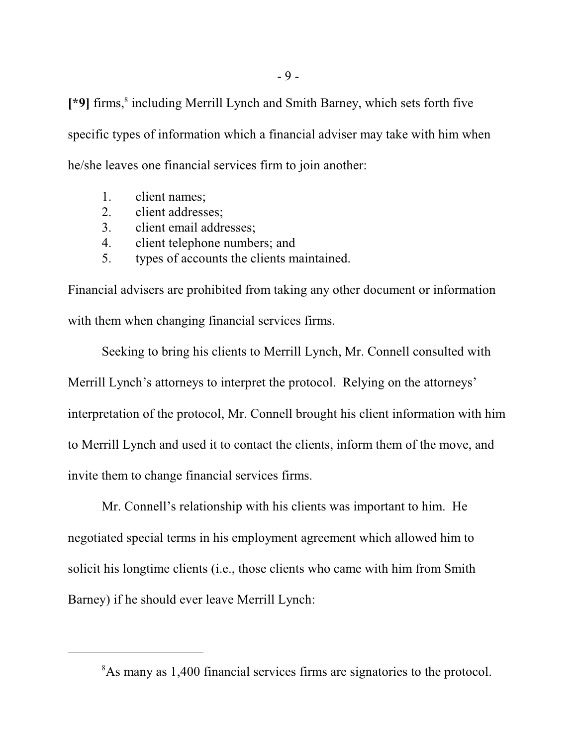**[*9]** firms,[8] including Merrill Lynch and Smith Barney, which sets forth five specific types of information which a financial adviser may take with him when he/she leaves one financial services firm to join another:

1. client names;
2. client addresses;
3. client email addresses;
4. client telephone numbers; and
5. types of accounts the clients maintained.

Financial advisers are prohibited from taking any other document or information with them when changing financial services firms.

Seeking to bring his clients to Merrill Lynch, Mr. Connell consulted with Merrill Lynch's attorneys to interpret the protocol. Relying on the attorneys' interpretation of the protocol, Mr. Connell brought his client information with him to Merrill Lynch and used it to contact the clients, inform them of the move, and invite them to change financial services firms.

Mr. Connell's relationship with his clients was important to him. He negotiated special terms in his employment agreement which allowed him to solicit his longtime clients (i.e., those clients who came with him from Smith Barney) if he should ever leave Merrill Lynch:

---

[8] As many as 1,400 financial services firms are signatories to the protocol.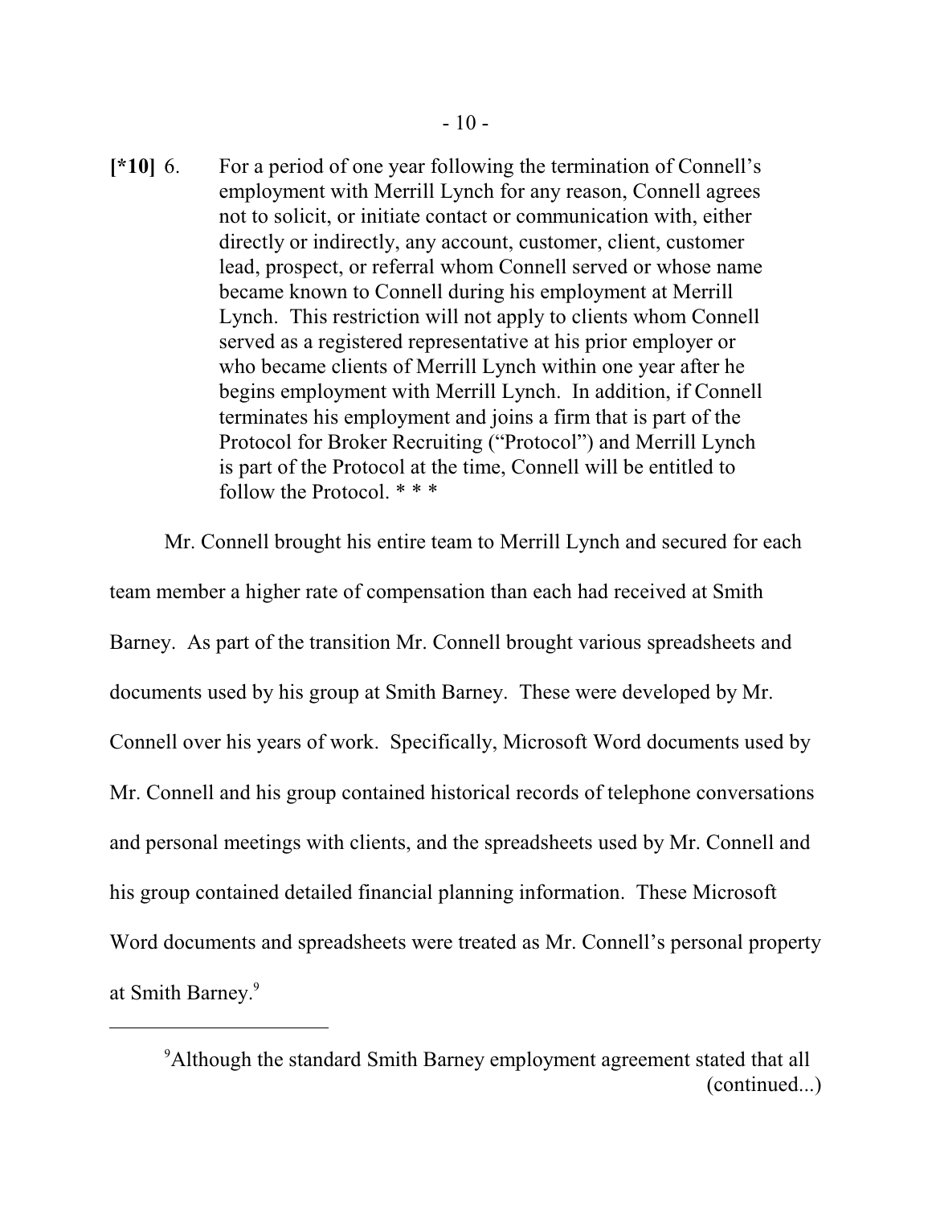**[*10]** 6. For a period of one year following the termination of Connell's employment with Merrill Lynch for any reason, Connell agrees not to solicit, or initiate contact or communication with, either directly or indirectly, any account, customer, client, customer lead, prospect, or referral whom Connell served or whose name became known to Connell during his employment at Merrill Lynch. This restriction will not apply to clients whom Connell served as a registered representative at his prior employer or who became clients of Merrill Lynch within one year after he begins employment with Merrill Lynch. In addition, if Connell terminates his employment and joins a firm that is part of the Protocol for Broker Recruiting ("Protocol") and Merrill Lynch is part of the Protocol at the time, Connell will be entitled to follow the Protocol. * * *

Mr. Connell brought his entire team to Merrill Lynch and secured for each team member a higher rate of compensation than each had received at Smith Barney. As part of the transition Mr. Connell brought various spreadsheets and documents used by his group at Smith Barney. These were developed by Mr. Connell over his years of work. Specifically, Microsoft Word documents used by Mr. Connell and his group contained historical records of telephone conversations and personal meetings with clients, and the spreadsheets used by Mr. Connell and his group contained detailed financial planning information. These Microsoft Word documents and spreadsheets were treated as Mr. Connell's personal property at Smith Barney.[9]

---

[9]Although the standard Smith Barney employment agreement stated that all (continued...)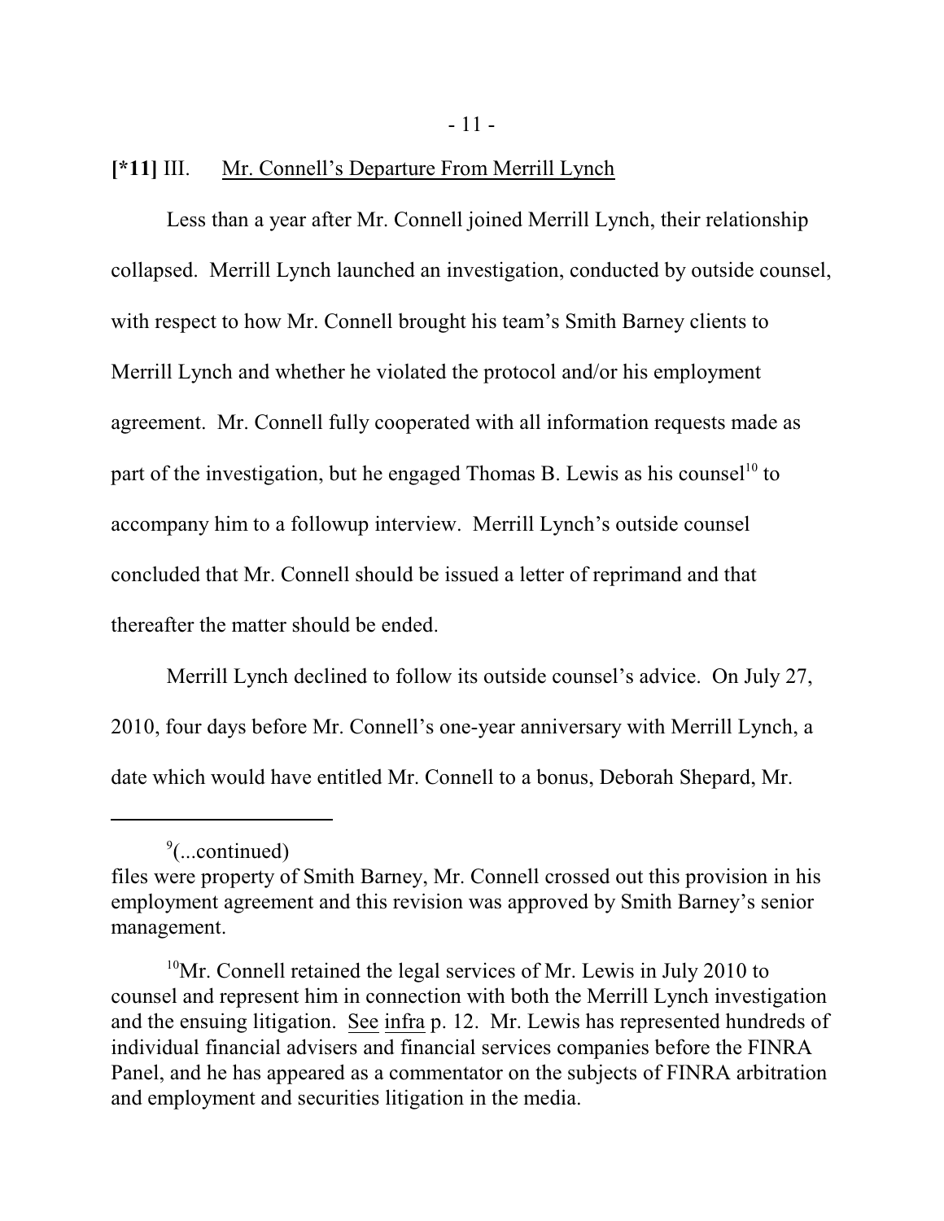**[*11]** III. Mr. Connell's Departure From Merrill Lynch

Less than a year after Mr. Connell joined Merrill Lynch, their relationship collapsed. Merrill Lynch launched an investigation, conducted by outside counsel, with respect to how Mr. Connell brought his team's Smith Barney clients to Merrill Lynch and whether he violated the protocol and/or his employment agreement. Mr. Connell fully cooperated with all information requests made as part of the investigation, but he engaged Thomas B. Lewis as his counsel[10] to accompany him to a followup interview. Merrill Lynch's outside counsel concluded that Mr. Connell should be issued a letter of reprimand and that thereafter the matter should be ended.

Merrill Lynch declined to follow its outside counsel's advice. On July 27, 2010, four days before Mr. Connell's one-year anniversary with Merrill Lynch, a date which would have entitled Mr. Connell to a bonus, Deborah Shepard, Mr.

---

[9](...continued)
files were property of Smith Barney, Mr. Connell crossed out this provision in his employment agreement and this revision was approved by Smith Barney's senior management.

[10]Mr. Connell retained the legal services of Mr. Lewis in July 2010 to counsel and represent him in connection with both the Merrill Lynch investigation and the ensuing litigation. See infra p. 12. Mr. Lewis has represented hundreds of individual financial advisers and financial services companies before the FINRA Panel, and he has appeared as a commentator on the subjects of FINRA arbitration and employment and securities litigation in the media.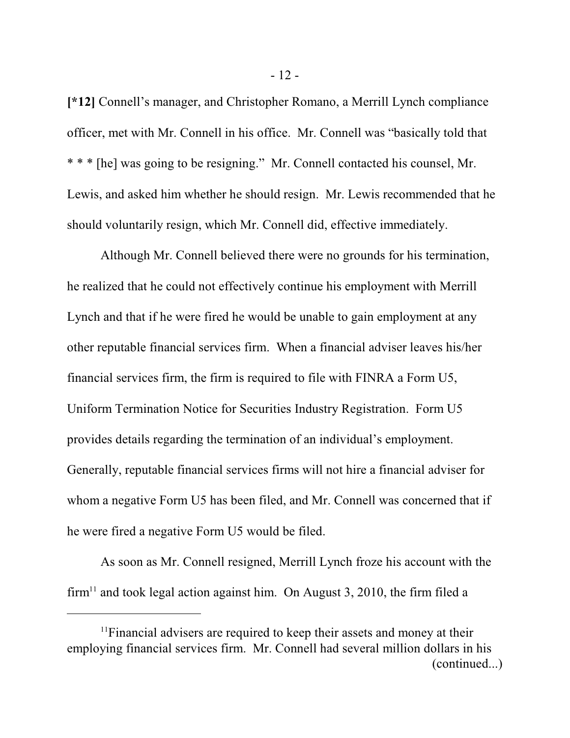**[*12]** Connell's manager, and Christopher Romano, a Merrill Lynch compliance officer, met with Mr. Connell in his office. Mr. Connell was "basically told that * * * [he] was going to be resigning." Mr. Connell contacted his counsel, Mr. Lewis, and asked him whether he should resign. Mr. Lewis recommended that he should voluntarily resign, which Mr. Connell did, effective immediately.

Although Mr. Connell believed there were no grounds for his termination, he realized that he could not effectively continue his employment with Merrill Lynch and that if he were fired he would be unable to gain employment at any other reputable financial services firm. When a financial adviser leaves his/her financial services firm, the firm is required to file with FINRA a Form U5, Uniform Termination Notice for Securities Industry Registration. Form U5 provides details regarding the termination of an individual's employment. Generally, reputable financial services firms will not hire a financial adviser for whom a negative Form U5 has been filed, and Mr. Connell was concerned that if he were fired a negative Form U5 would be filed.

As soon as Mr. Connell resigned, Merrill Lynch froze his account with the firm[11] and took legal action against him. On August 3, 2010, the firm filed a

---

[11]Financial advisers are required to keep their assets and money at their employing financial services firm. Mr. Connell had several million dollars in his (continued...)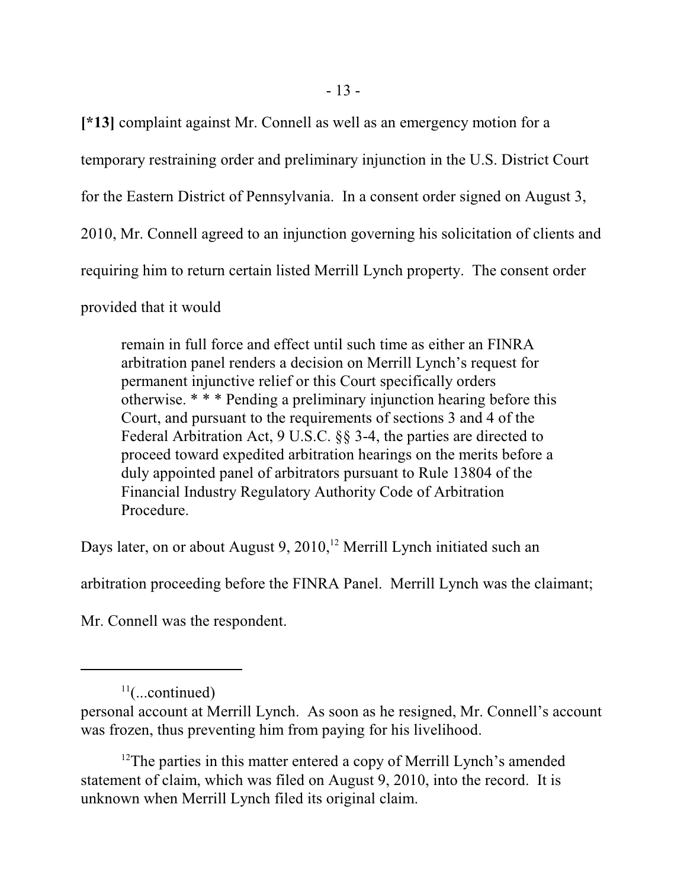**[*13]** complaint against Mr. Connell as well as an emergency motion for a temporary restraining order and preliminary injunction in the U.S. District Court for the Eastern District of Pennsylvania. In a consent order signed on August 3, 2010, Mr. Connell agreed to an injunction governing his solicitation of clients and requiring him to return certain listed Merrill Lynch property. The consent order provided that it would

> remain in full force and effect until such time as either an FINRA arbitration panel renders a decision on Merrill Lynch's request for permanent injunctive relief or this Court specifically orders otherwise. * * * Pending a preliminary injunction hearing before this Court, and pursuant to the requirements of sections 3 and 4 of the Federal Arbitration Act, 9 U.S.C. §§ 3-4, the parties are directed to proceed toward expedited arbitration hearings on the merits before a duly appointed panel of arbitrators pursuant to Rule 13804 of the Financial Industry Regulatory Authority Code of Arbitration Procedure.

Days later, on or about August 9, 2010,[12] Merrill Lynch initiated such an arbitration proceeding before the FINRA Panel. Merrill Lynch was the claimant; Mr. Connell was the respondent.

---

[11](...continued) personal account at Merrill Lynch. As soon as he resigned, Mr. Connell's account was frozen, thus preventing him from paying for his livelihood.

[12]The parties in this matter entered a copy of Merrill Lynch's amended statement of claim, which was filed on August 9, 2010, into the record. It is unknown when Merrill Lynch filed its original claim.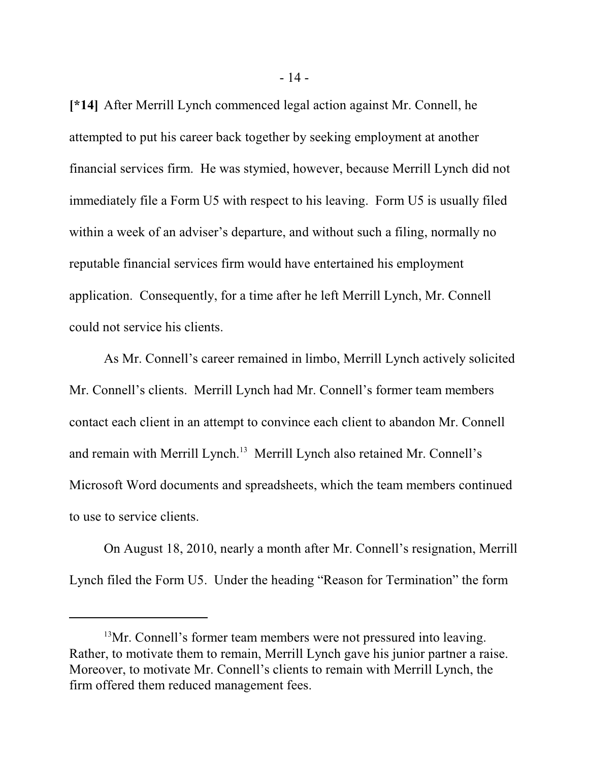**[*14]** After Merrill Lynch commenced legal action against Mr. Connell, he attempted to put his career back together by seeking employment at another financial services firm. He was stymied, however, because Merrill Lynch did not immediately file a Form U5 with respect to his leaving. Form U5 is usually filed within a week of an adviser's departure, and without such a filing, normally no reputable financial services firm would have entertained his employment application. Consequently, for a time after he left Merrill Lynch, Mr. Connell could not service his clients.

As Mr. Connell's career remained in limbo, Merrill Lynch actively solicited Mr. Connell's clients. Merrill Lynch had Mr. Connell's former team members contact each client in an attempt to convince each client to abandon Mr. Connell and remain with Merrill Lynch.[13] Merrill Lynch also retained Mr. Connell's Microsoft Word documents and spreadsheets, which the team members continued to use to service clients.

On August 18, 2010, nearly a month after Mr. Connell's resignation, Merrill Lynch filed the Form U5. Under the heading "Reason for Termination" the form

---

[13]Mr. Connell's former team members were not pressured into leaving. Rather, to motivate them to remain, Merrill Lynch gave his junior partner a raise. Moreover, to motivate Mr. Connell's clients to remain with Merrill Lynch, the firm offered them reduced management fees.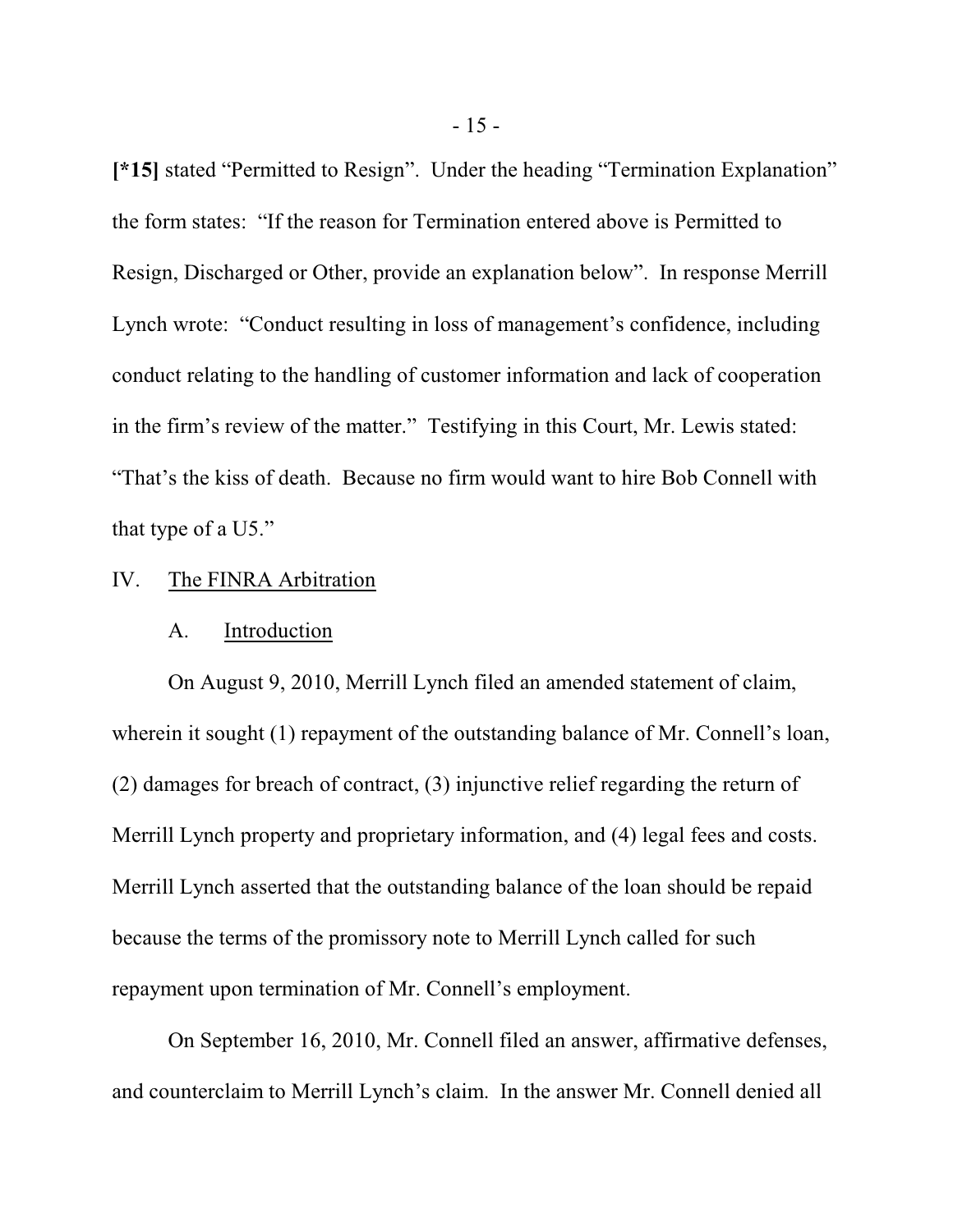**[*15]** stated "Permitted to Resign". Under the heading "Termination Explanation" the form states: "If the reason for Termination entered above is Permitted to Resign, Discharged or Other, provide an explanation below". In response Merrill Lynch wrote: "Conduct resulting in loss of management's confidence, including conduct relating to the handling of customer information and lack of cooperation in the firm's review of the matter." Testifying in this Court, Mr. Lewis stated: "That's the kiss of death. Because no firm would want to hire Bob Connell with that type of a U5."

## IV. The FINRA Arbitration

### A. Introduction

On August 9, 2010, Merrill Lynch filed an amended statement of claim, wherein it sought (1) repayment of the outstanding balance of Mr. Connell's loan, (2) damages for breach of contract, (3) injunctive relief regarding the return of Merrill Lynch property and proprietary information, and (4) legal fees and costs. Merrill Lynch asserted that the outstanding balance of the loan should be repaid because the terms of the promissory note to Merrill Lynch called for such repayment upon termination of Mr. Connell's employment.

On September 16, 2010, Mr. Connell filed an answer, affirmative defenses, and counterclaim to Merrill Lynch's claim. In the answer Mr. Connell denied all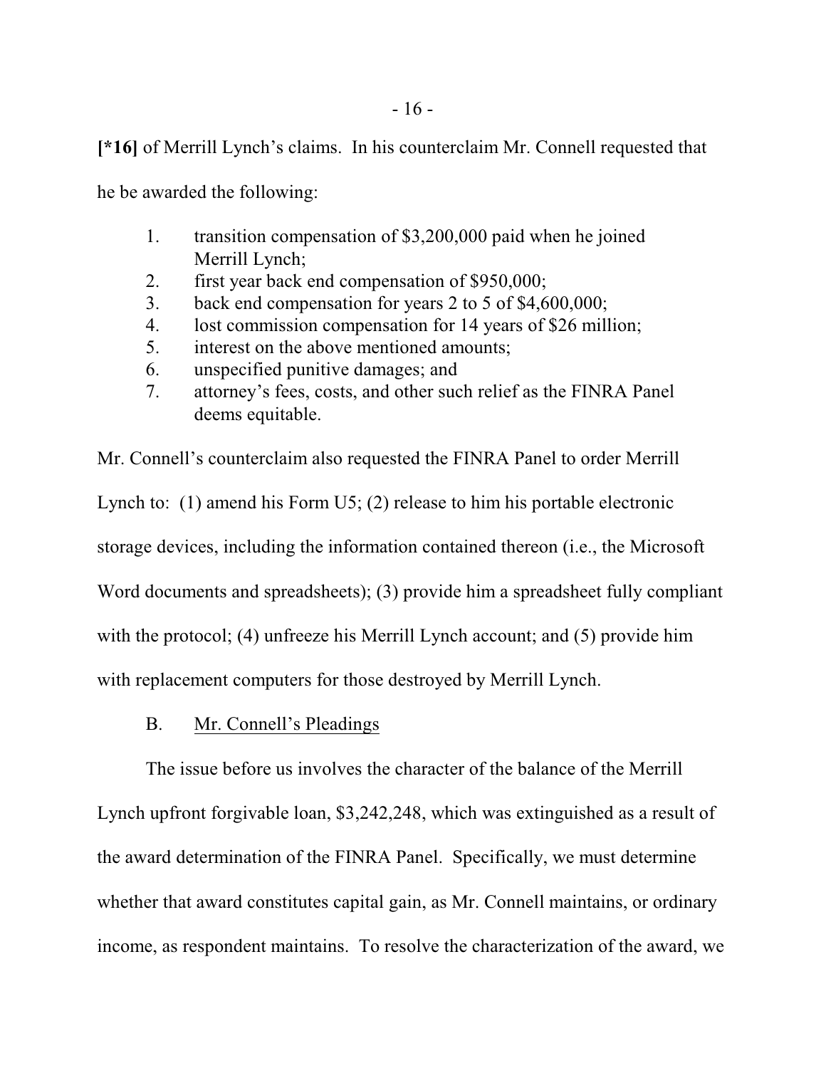**[*16]** of Merrill Lynch's claims. In his counterclaim Mr. Connell requested that he be awarded the following:

1. transition compensation of $3,200,000 paid when he joined Merrill Lynch;
2. first year back end compensation of $950,000;
3. back end compensation for years 2 to 5 of $4,600,000;
4. lost commission compensation for 14 years of $26 million;
5. interest on the above mentioned amounts;
6. unspecified punitive damages; and
7. attorney's fees, costs, and other such relief as the FINRA Panel deems equitable.

Mr. Connell's counterclaim also requested the FINRA Panel to order Merrill Lynch to: (1) amend his Form U5; (2) release to him his portable electronic storage devices, including the information contained thereon (i.e., the Microsoft Word documents and spreadsheets); (3) provide him a spreadsheet fully compliant with the protocol; (4) unfreeze his Merrill Lynch account; and (5) provide him with replacement computers for those destroyed by Merrill Lynch.

### B. Mr. Connell's Pleadings

The issue before us involves the character of the balance of the Merrill Lynch upfront forgivable loan, $3,242,248, which was extinguished as a result of the award determination of the FINRA Panel. Specifically, we must determine whether that award constitutes capital gain, as Mr. Connell maintains, or ordinary income, as respondent maintains. To resolve the characterization of the award, we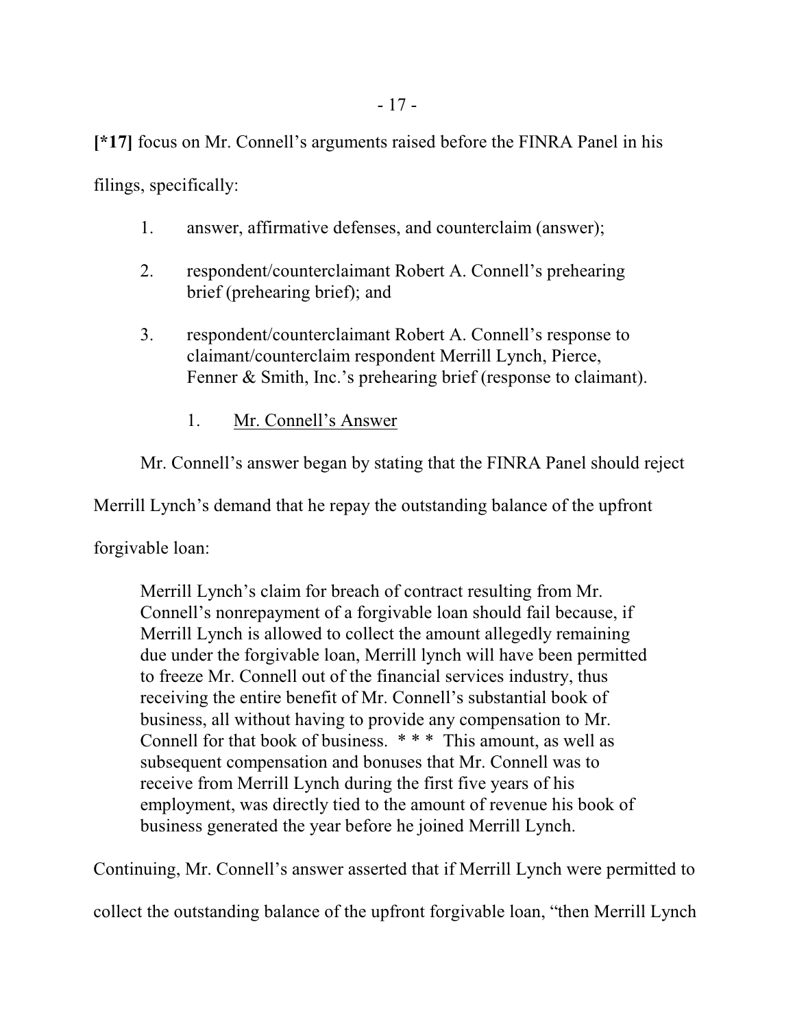**[*17]** focus on Mr. Connell's arguments raised before the FINRA Panel in his filings, specifically:

1. answer, affirmative defenses, and counterclaim (answer);
2. respondent/counterclaimant Robert A. Connell's prehearing brief (prehearing brief); and
3. respondent/counterclaimant Robert A. Connell's response to claimant/counterclaim respondent Merrill Lynch, Pierce, Fenner & Smith, Inc.'s prehearing brief (response to claimant).

1. Mr. Connell's Answer

Mr. Connell's answer began by stating that the FINRA Panel should reject Merrill Lynch's demand that he repay the outstanding balance of the upfront forgivable loan:

> Merrill Lynch's claim for breach of contract resulting from Mr. Connell's nonrepayment of a forgivable loan should fail because, if Merrill Lynch is allowed to collect the amount allegedly remaining due under the forgivable loan, Merrill lynch will have been permitted to freeze Mr. Connell out of the financial services industry, thus receiving the entire benefit of Mr. Connell's substantial book of business, all without having to provide any compensation to Mr. Connell for that book of business. * * * This amount, as well as subsequent compensation and bonuses that Mr. Connell was to receive from Merrill Lynch during the first five years of his employment, was directly tied to the amount of revenue his book of business generated the year before he joined Merrill Lynch.

Continuing, Mr. Connell's answer asserted that if Merrill Lynch were permitted to collect the outstanding balance of the upfront forgivable loan, "then Merrill Lynch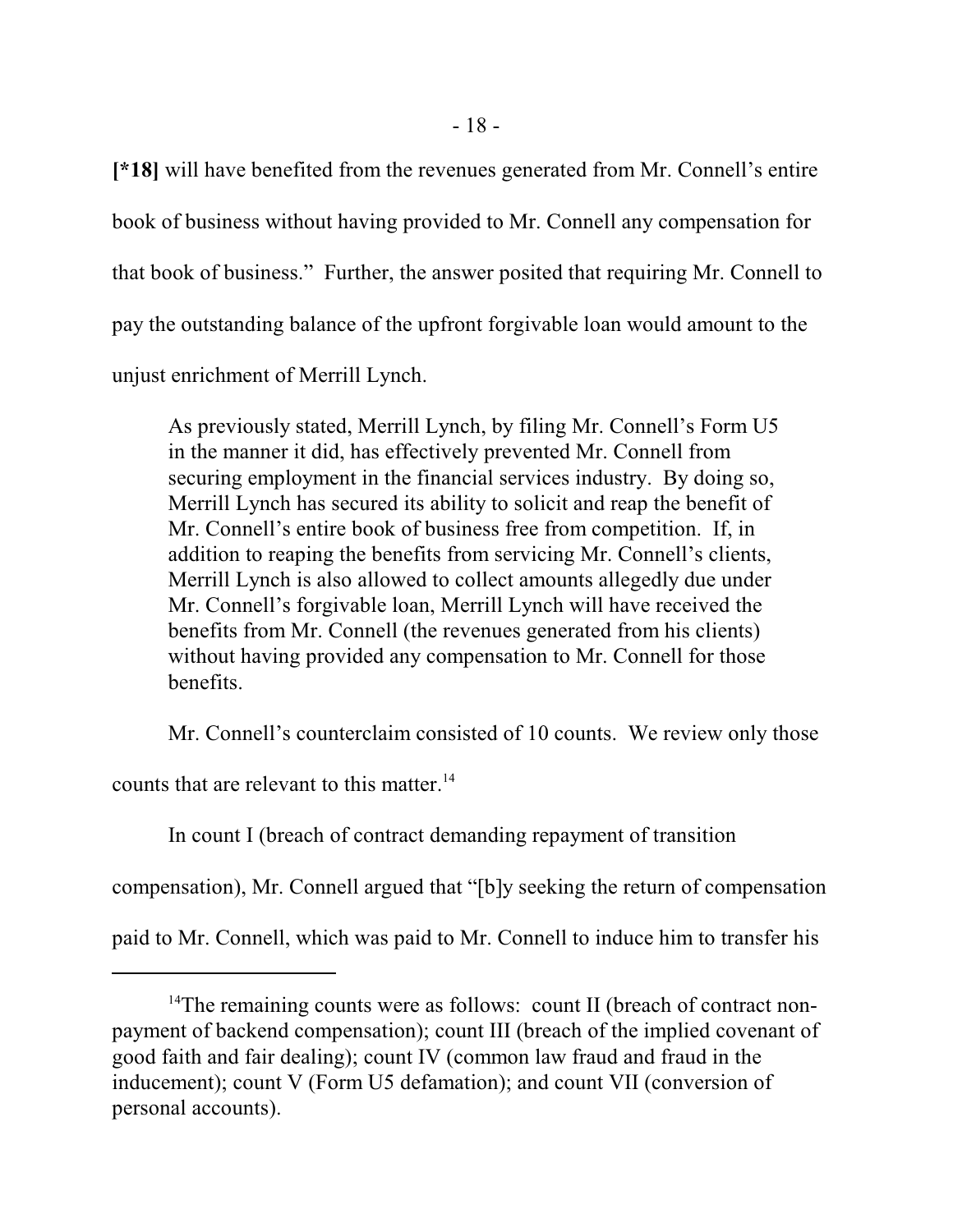**[*18]** will have benefited from the revenues generated from Mr. Connell's entire book of business without having provided to Mr. Connell any compensation for that book of business." Further, the answer posited that requiring Mr. Connell to pay the outstanding balance of the upfront forgivable loan would amount to the unjust enrichment of Merrill Lynch.

> As previously stated, Merrill Lynch, by filing Mr. Connell's Form U5 in the manner it did, has effectively prevented Mr. Connell from securing employment in the financial services industry. By doing so, Merrill Lynch has secured its ability to solicit and reap the benefit of Mr. Connell's entire book of business free from competition. If, in addition to reaping the benefits from servicing Mr. Connell's clients, Merrill Lynch is also allowed to collect amounts allegedly due under Mr. Connell's forgivable loan, Merrill Lynch will have received the benefits from Mr. Connell (the revenues generated from his clients) without having provided any compensation to Mr. Connell for those benefits.

Mr. Connell's counterclaim consisted of 10 counts. We review only those counts that are relevant to this matter.[14]

In count I (breach of contract demanding repayment of transition compensation), Mr. Connell argued that "[b]y seeking the return of compensation paid to Mr. Connell, which was paid to Mr. Connell to induce him to transfer his

---

[14]The remaining counts were as follows: count II (breach of contract non-payment of backend compensation); count III (breach of the implied covenant of good faith and fair dealing); count IV (common law fraud and fraud in the inducement); count V (Form U5 defamation); and count VII (conversion of personal accounts).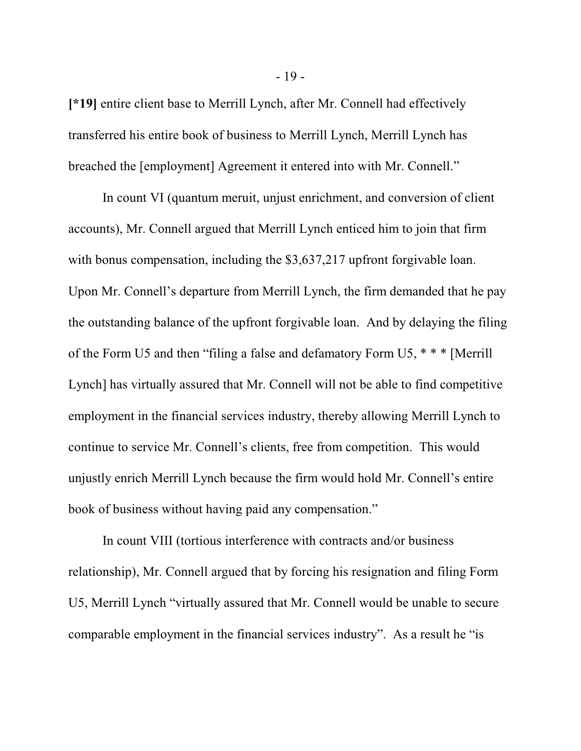**[*19]** entire client base to Merrill Lynch, after Mr. Connell had effectively transferred his entire book of business to Merrill Lynch, Merrill Lynch has breached the [employment] Agreement it entered into with Mr. Connell."

In count VI (quantum meruit, unjust enrichment, and conversion of client accounts), Mr. Connell argued that Merrill Lynch enticed him to join that firm with bonus compensation, including the $3,637,217 upfront forgivable loan. Upon Mr. Connell's departure from Merrill Lynch, the firm demanded that he pay the outstanding balance of the upfront forgivable loan. And by delaying the filing of the Form U5 and then "filing a false and defamatory Form U5, * * * [Merrill Lynch] has virtually assured that Mr. Connell will not be able to find competitive employment in the financial services industry, thereby allowing Merrill Lynch to continue to service Mr. Connell's clients, free from competition. This would unjustly enrich Merrill Lynch because the firm would hold Mr. Connell's entire book of business without having paid any compensation."

In count VIII (tortious interference with contracts and/or business relationship), Mr. Connell argued that by forcing his resignation and filing Form U5, Merrill Lynch "virtually assured that Mr. Connell would be unable to secure comparable employment in the financial services industry". As a result he "is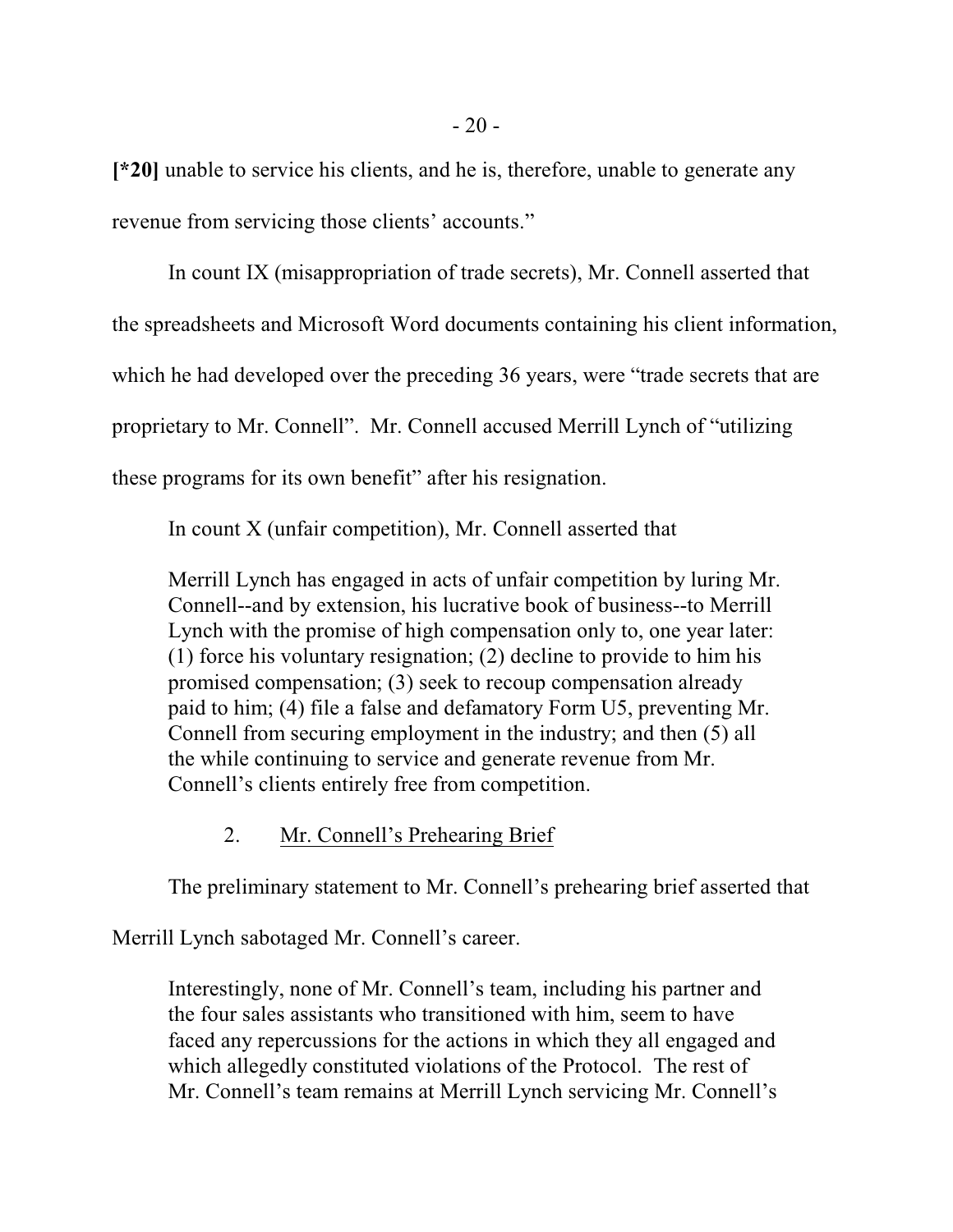**[*20]** unable to service his clients, and he is, therefore, unable to generate any revenue from servicing those clients' accounts."

In count IX (misappropriation of trade secrets), Mr. Connell asserted that the spreadsheets and Microsoft Word documents containing his client information, which he had developed over the preceding 36 years, were "trade secrets that are proprietary to Mr. Connell". Mr. Connell accused Merrill Lynch of "utilizing these programs for its own benefit" after his resignation.

In count X (unfair competition), Mr. Connell asserted that

> Merrill Lynch has engaged in acts of unfair competition by luring Mr. Connell--and by extension, his lucrative book of business--to Merrill Lynch with the promise of high compensation only to, one year later: (1) force his voluntary resignation; (2) decline to provide to him his promised compensation; (3) seek to recoup compensation already paid to him; (4) file a false and defamatory Form U5, preventing Mr. Connell from securing employment in the industry; and then (5) all the while continuing to service and generate revenue from Mr. Connell's clients entirely free from competition.

2. Mr. Connell's Prehearing Brief

The preliminary statement to Mr. Connell's prehearing brief asserted that Merrill Lynch sabotaged Mr. Connell's career.

> Interestingly, none of Mr. Connell's team, including his partner and the four sales assistants who transitioned with him, seem to have faced any repercussions for the actions in which they all engaged and which allegedly constituted violations of the Protocol. The rest of Mr. Connell's team remains at Merrill Lynch servicing Mr. Connell's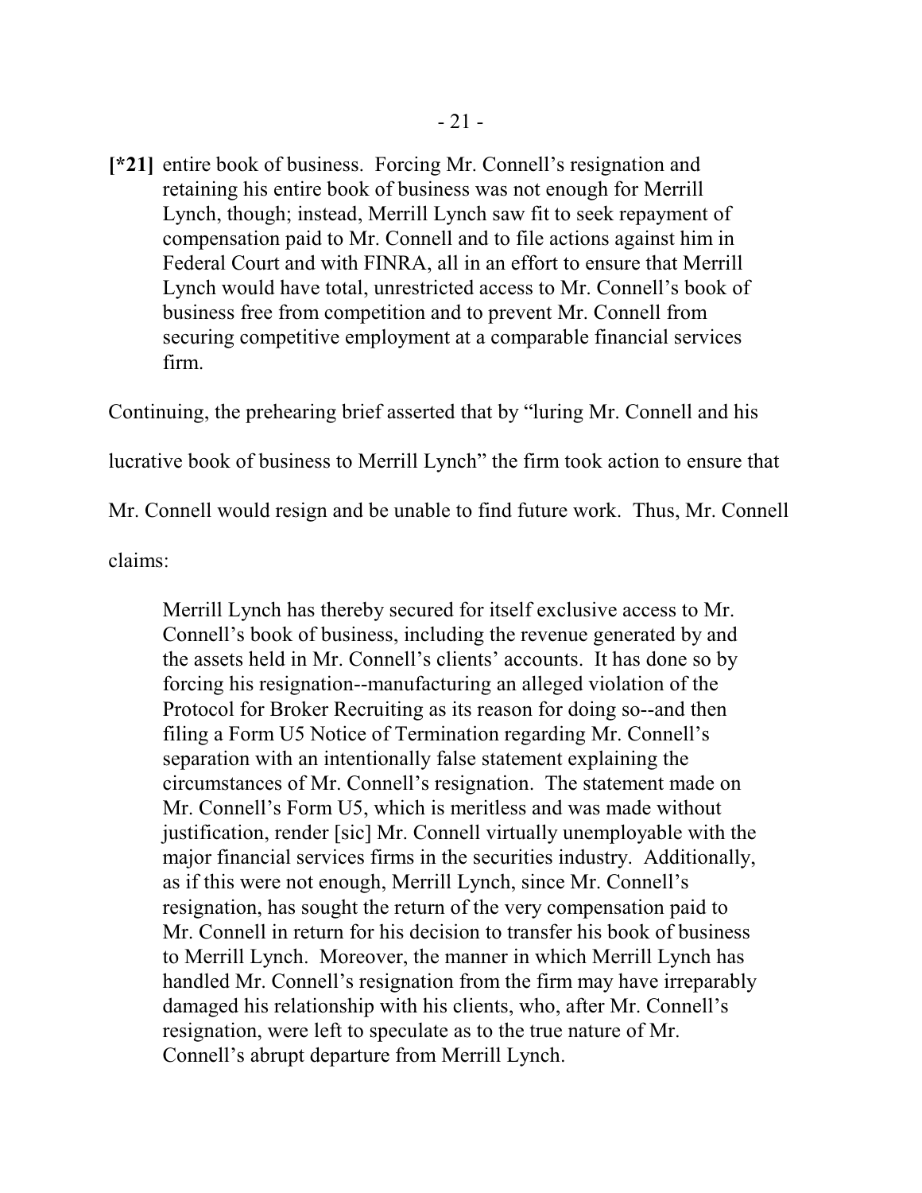[*21] entire book of business. Forcing Mr. Connell's resignation and retaining his entire book of business was not enough for Merrill Lynch, though; instead, Merrill Lynch saw fit to seek repayment of compensation paid to Mr. Connell and to file actions against him in Federal Court and with FINRA, all in an effort to ensure that Merrill Lynch would have total, unrestricted access to Mr. Connell's book of business free from competition and to prevent Mr. Connell from securing competitive employment at a comparable financial services firm.

Continuing, the prehearing brief asserted that by "luring Mr. Connell and his lucrative book of business to Merrill Lynch" the firm took action to ensure that Mr. Connell would resign and be unable to find future work. Thus, Mr. Connell claims:

> Merrill Lynch has thereby secured for itself exclusive access to Mr. Connell's book of business, including the revenue generated by and the assets held in Mr. Connell's clients' accounts. It has done so by forcing his resignation--manufacturing an alleged violation of the Protocol for Broker Recruiting as its reason for doing so--and then filing a Form U5 Notice of Termination regarding Mr. Connell's separation with an intentionally false statement explaining the circumstances of Mr. Connell's resignation. The statement made on Mr. Connell's Form U5, which is meritless and was made without justification, render [sic] Mr. Connell virtually unemployable with the major financial services firms in the securities industry. Additionally, as if this were not enough, Merrill Lynch, since Mr. Connell's resignation, has sought the return of the very compensation paid to Mr. Connell in return for his decision to transfer his book of business to Merrill Lynch. Moreover, the manner in which Merrill Lynch has handled Mr. Connell's resignation from the firm may have irreparably damaged his relationship with his clients, who, after Mr. Connell's resignation, were left to speculate as to the true nature of Mr. Connell's abrupt departure from Merrill Lynch.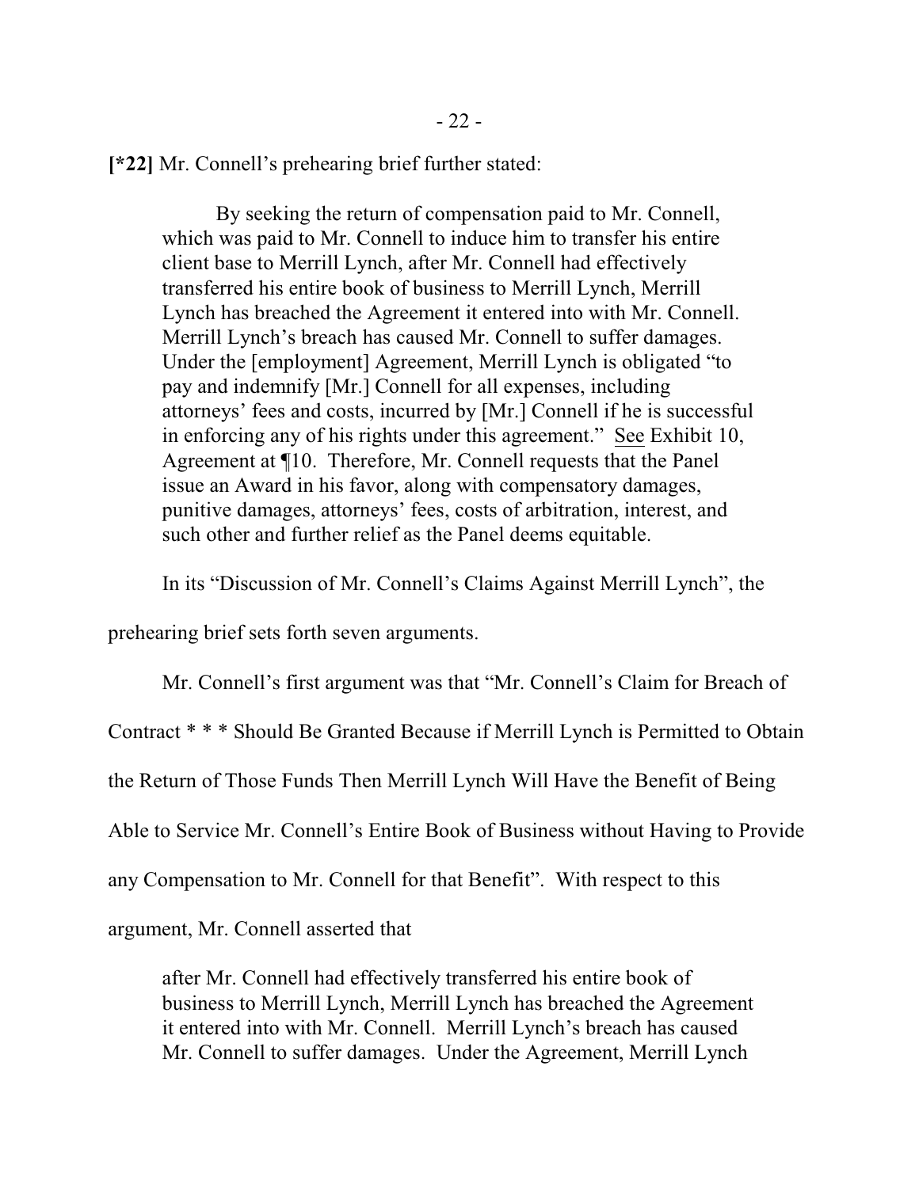**[*22]** Mr. Connell's prehearing brief further stated:

> By seeking the return of compensation paid to Mr. Connell, which was paid to Mr. Connell to induce him to transfer his entire client base to Merrill Lynch, after Mr. Connell had effectively transferred his entire book of business to Merrill Lynch, Merrill Lynch has breached the Agreement it entered into with Mr. Connell. Merrill Lynch's breach has caused Mr. Connell to suffer damages. Under the [employment] Agreement, Merrill Lynch is obligated "to pay and indemnify [Mr.] Connell for all expenses, including attorneys' fees and costs, incurred by [Mr.] Connell if he is successful in enforcing any of his rights under this agreement." See Exhibit 10, Agreement at ¶10. Therefore, Mr. Connell requests that the Panel issue an Award in his favor, along with compensatory damages, punitive damages, attorneys' fees, costs of arbitration, interest, and such other and further relief as the Panel deems equitable.

In its "Discussion of Mr. Connell's Claims Against Merrill Lynch", the prehearing brief sets forth seven arguments.

Mr. Connell's first argument was that "Mr. Connell's Claim for Breach of Contract * * * Should Be Granted Because if Merrill Lynch is Permitted to Obtain the Return of Those Funds Then Merrill Lynch Will Have the Benefit of Being Able to Service Mr. Connell's Entire Book of Business without Having to Provide any Compensation to Mr. Connell for that Benefit". With respect to this argument, Mr. Connell asserted that

> after Mr. Connell had effectively transferred his entire book of business to Merrill Lynch, Merrill Lynch has breached the Agreement it entered into with Mr. Connell. Merrill Lynch's breach has caused Mr. Connell to suffer damages. Under the Agreement, Merrill Lynch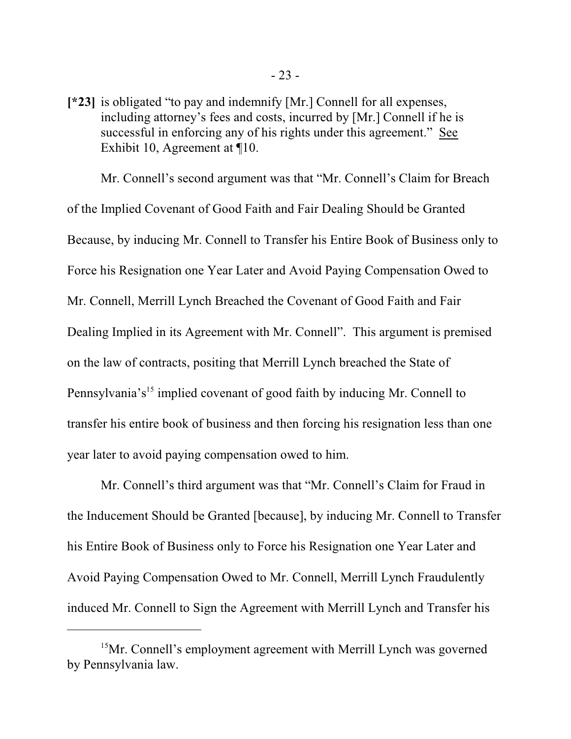**[*23]** is obligated "to pay and indemnify [Mr.] Connell for all expenses, including attorney's fees and costs, incurred by [Mr.] Connell if he is successful in enforcing any of his rights under this agreement." See Exhibit 10, Agreement at ¶10.

Mr. Connell's second argument was that "Mr. Connell's Claim for Breach of the Implied Covenant of Good Faith and Fair Dealing Should be Granted Because, by inducing Mr. Connell to Transfer his Entire Book of Business only to Force his Resignation one Year Later and Avoid Paying Compensation Owed to Mr. Connell, Merrill Lynch Breached the Covenant of Good Faith and Fair Dealing Implied in its Agreement with Mr. Connell". This argument is premised on the law of contracts, positing that Merrill Lynch breached the State of Pennsylvania's[15] implied covenant of good faith by inducing Mr. Connell to transfer his entire book of business and then forcing his resignation less than one year later to avoid paying compensation owed to him.

Mr. Connell's third argument was that "Mr. Connell's Claim for Fraud in the Inducement Should be Granted [because], by inducing Mr. Connell to Transfer his Entire Book of Business only to Force his Resignation one Year Later and Avoid Paying Compensation Owed to Mr. Connell, Merrill Lynch Fraudulently induced Mr. Connell to Sign the Agreement with Merrill Lynch and Transfer his

[15] Mr. Connell's employment agreement with Merrill Lynch was governed by Pennsylvania law.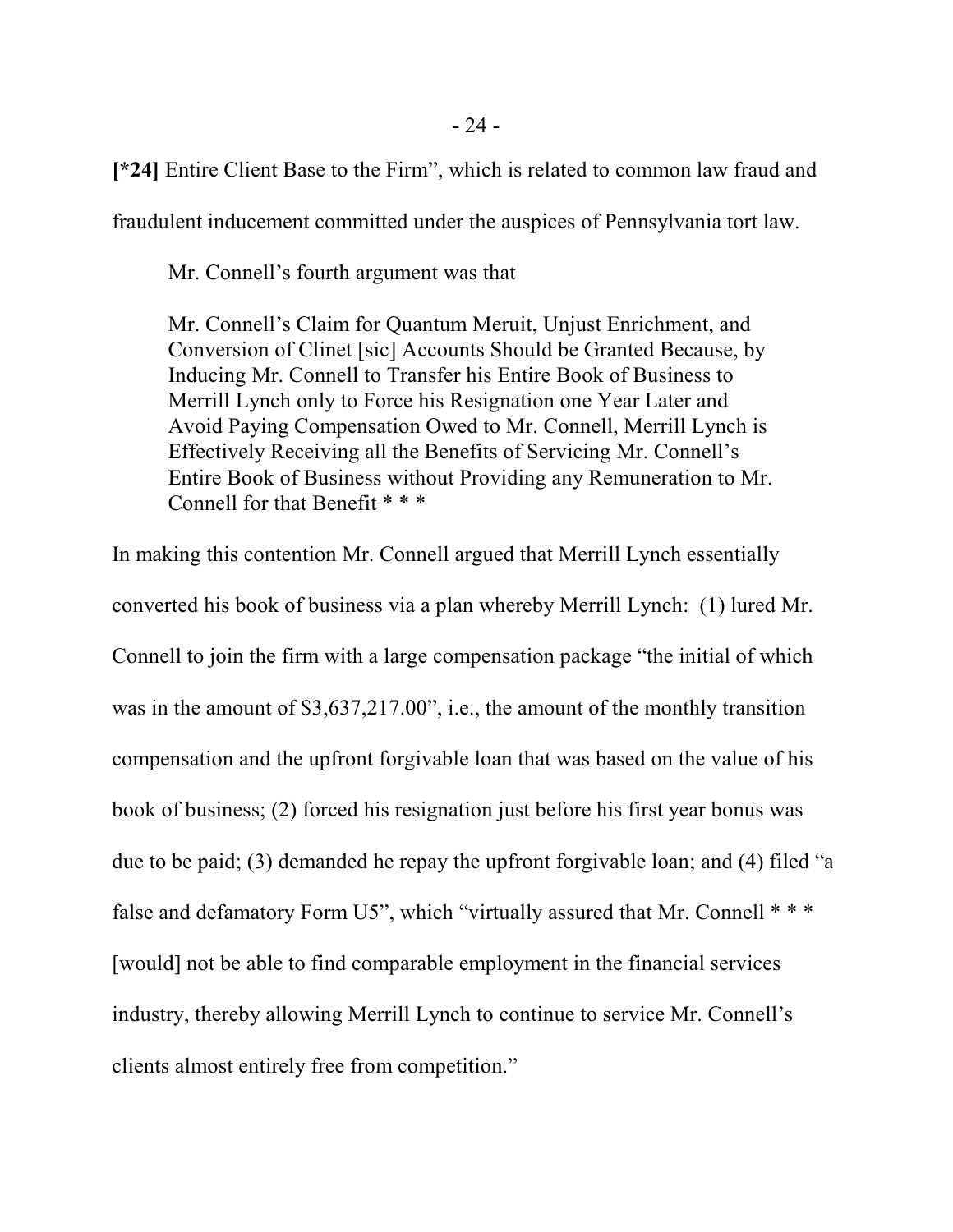**[*24]** Entire Client Base to the Firm", which is related to common law fraud and fraudulent inducement committed under the auspices of Pennsylvania tort law.

Mr. Connell's fourth argument was that

> Mr. Connell's Claim for Quantum Meruit, Unjust Enrichment, and Conversion of Clinet [sic] Accounts Should be Granted Because, by Inducing Mr. Connell to Transfer his Entire Book of Business to Merrill Lynch only to Force his Resignation one Year Later and Avoid Paying Compensation Owed to Mr. Connell, Merrill Lynch is Effectively Receiving all the Benefits of Servicing Mr. Connell's Entire Book of Business without Providing any Remuneration to Mr. Connell for that Benefit * * *

In making this contention Mr. Connell argued that Merrill Lynch essentially converted his book of business via a plan whereby Merrill Lynch: (1) lured Mr. Connell to join the firm with a large compensation package "the initial of which was in the amount of $3,637,217.00", i.e., the amount of the monthly transition compensation and the upfront forgivable loan that was based on the value of his book of business; (2) forced his resignation just before his first year bonus was due to be paid; (3) demanded he repay the upfront forgivable loan; and (4) filed "a false and defamatory Form U5", which "virtually assured that Mr. Connell * * * [would] not be able to find comparable employment in the financial services industry, thereby allowing Merrill Lynch to continue to service Mr. Connell's clients almost entirely free from competition."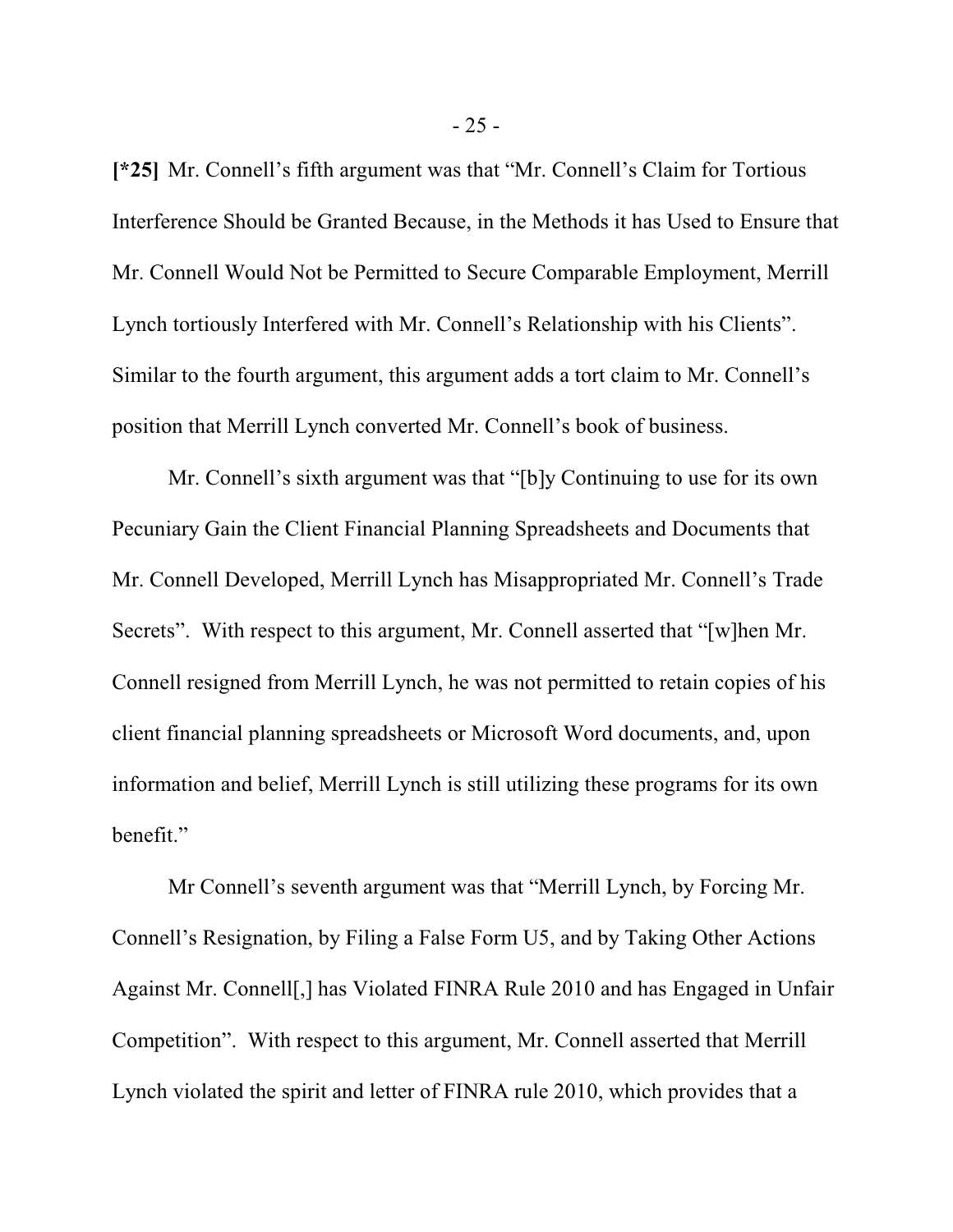**[*25]** Mr. Connell's fifth argument was that "Mr. Connell's Claim for Tortious Interference Should be Granted Because, in the Methods it has Used to Ensure that Mr. Connell Would Not be Permitted to Secure Comparable Employment, Merrill Lynch tortiously Interfered with Mr. Connell's Relationship with his Clients". Similar to the fourth argument, this argument adds a tort claim to Mr. Connell's position that Merrill Lynch converted Mr. Connell's book of business.

Mr. Connell's sixth argument was that "[b]y Continuing to use for its own Pecuniary Gain the Client Financial Planning Spreadsheets and Documents that Mr. Connell Developed, Merrill Lynch has Misappropriated Mr. Connell's Trade Secrets". With respect to this argument, Mr. Connell asserted that "[w]hen Mr. Connell resigned from Merrill Lynch, he was not permitted to retain copies of his client financial planning spreadsheets or Microsoft Word documents, and, upon information and belief, Merrill Lynch is still utilizing these programs for its own benefit."

Mr Connell's seventh argument was that "Merrill Lynch, by Forcing Mr. Connell's Resignation, by Filing a False Form U5, and by Taking Other Actions Against Mr. Connell[,] has Violated FINRA Rule 2010 and has Engaged in Unfair Competition". With respect to this argument, Mr. Connell asserted that Merrill Lynch violated the spirit and letter of FINRA rule 2010, which provides that a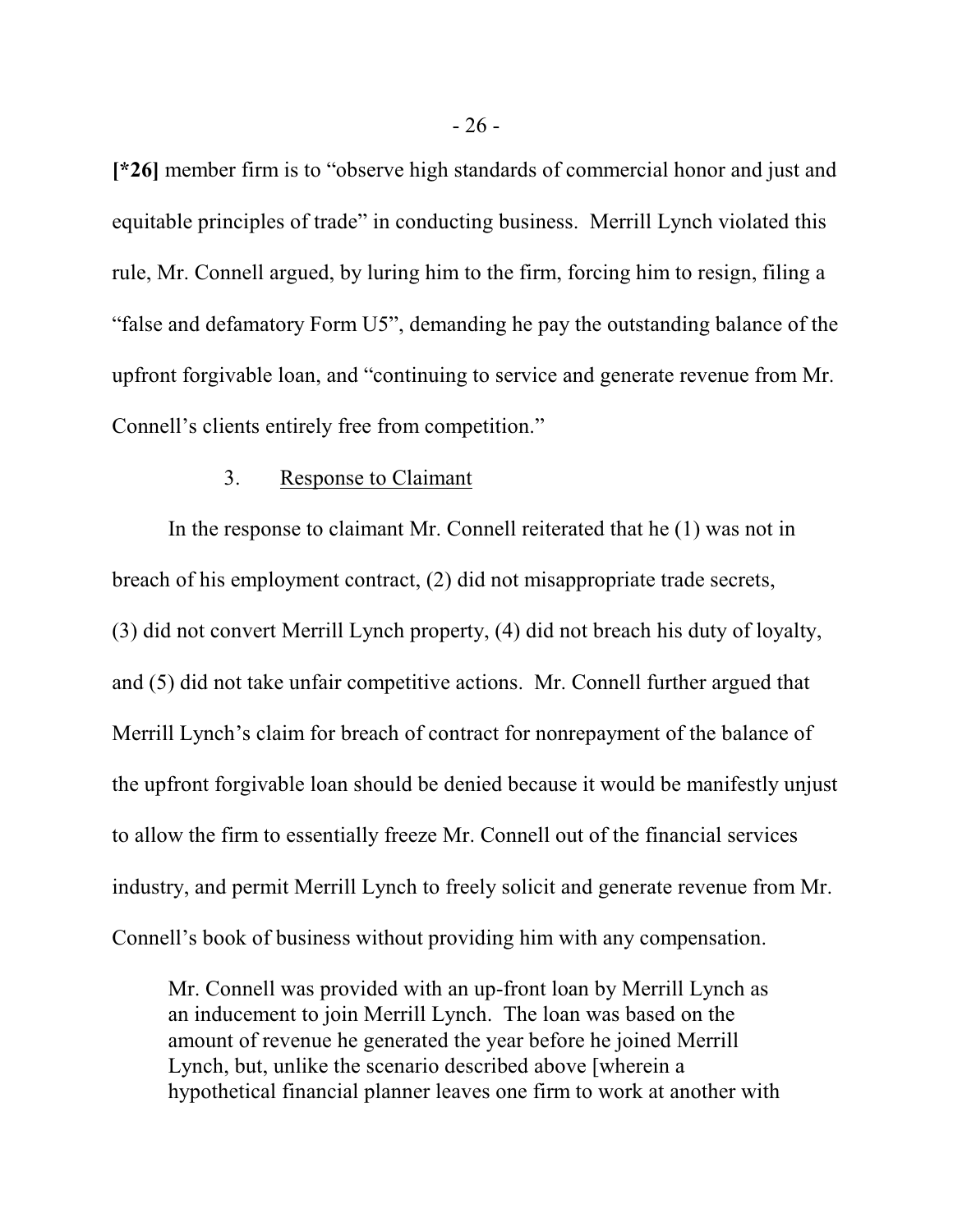**[*26]** member firm is to "observe high standards of commercial honor and just and equitable principles of trade" in conducting business. Merrill Lynch violated this rule, Mr. Connell argued, by luring him to the firm, forcing him to resign, filing a "false and defamatory Form U5", demanding he pay the outstanding balance of the upfront forgivable loan, and "continuing to service and generate revenue from Mr. Connell's clients entirely free from competition."

3. Response to Claimant

In the response to claimant Mr. Connell reiterated that he (1) was not in breach of his employment contract, (2) did not misappropriate trade secrets, (3) did not convert Merrill Lynch property, (4) did not breach his duty of loyalty, and (5) did not take unfair competitive actions. Mr. Connell further argued that Merrill Lynch's claim for breach of contract for nonrepayment of the balance of the upfront forgivable loan should be denied because it would be manifestly unjust to allow the firm to essentially freeze Mr. Connell out of the financial services industry, and permit Merrill Lynch to freely solicit and generate revenue from Mr. Connell's book of business without providing him with any compensation.

> Mr. Connell was provided with an up-front loan by Merrill Lynch as an inducement to join Merrill Lynch. The loan was based on the amount of revenue he generated the year before he joined Merrill Lynch, but, unlike the scenario described above [wherein a hypothetical financial planner leaves one firm to work at another with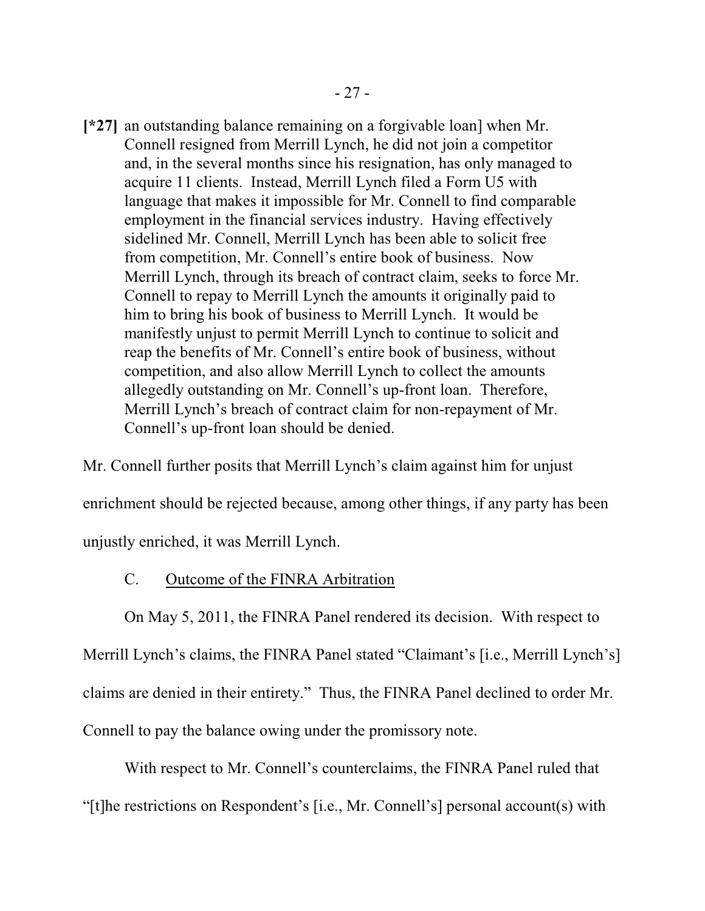> **[*27]** an outstanding balance remaining on a forgivable loan] when Mr. Connell resigned from Merrill Lynch, he did not join a competitor and, in the several months since his resignation, has only managed to acquire 11 clients. Instead, Merrill Lynch filed a Form U5 with language that makes it impossible for Mr. Connell to find comparable employment in the financial services industry. Having effectively sidelined Mr. Connell, Merrill Lynch has been able to solicit free from competition, Mr. Connell's entire book of business. Now Merrill Lynch, through its breach of contract claim, seeks to force Mr. Connell to repay to Merrill Lynch the amounts it originally paid to him to bring his book of business to Merrill Lynch. It would be manifestly unjust to permit Merrill Lynch to continue to solicit and reap the benefits of Mr. Connell's entire book of business, without competition, and also allow Merrill Lynch to collect the amounts allegedly outstanding on Mr. Connell's up-front loan. Therefore, Merrill Lynch's breach of contract claim for non-repayment of Mr. Connell's up-front loan should be denied.

Mr. Connell further posits that Merrill Lynch's claim against him for unjust enrichment should be rejected because, among other things, if any party has been unjustly enriched, it was Merrill Lynch.

C. Outcome of the FINRA Arbitration

On May 5, 2011, the FINRA Panel rendered its decision. With respect to Merrill Lynch's claims, the FINRA Panel stated "Claimant's [i.e., Merrill Lynch's] claims are denied in their entirety." Thus, the FINRA Panel declined to order Mr. Connell to pay the balance owing under the promissory note.

With respect to Mr. Connell's counterclaims, the FINRA Panel ruled that "[t]he restrictions on Respondent's [i.e., Mr. Connell's] personal account(s) with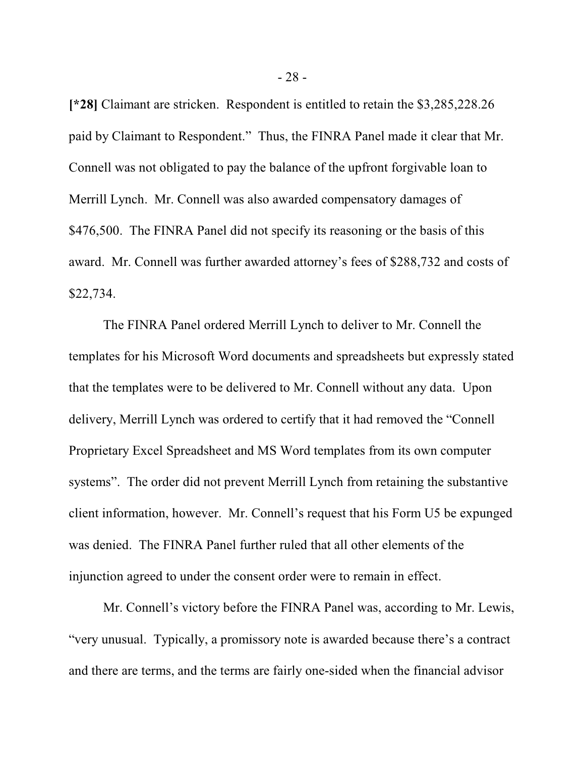**[*28]** Claimant are stricken. Respondent is entitled to retain the $3,285,228.26 paid by Claimant to Respondent." Thus, the FINRA Panel made it clear that Mr. Connell was not obligated to pay the balance of the upfront forgivable loan to Merrill Lynch. Mr. Connell was also awarded compensatory damages of $476,500. The FINRA Panel did not specify its reasoning or the basis of this award. Mr. Connell was further awarded attorney's fees of $288,732 and costs of $22,734.

The FINRA Panel ordered Merrill Lynch to deliver to Mr. Connell the templates for his Microsoft Word documents and spreadsheets but expressly stated that the templates were to be delivered to Mr. Connell without any data. Upon delivery, Merrill Lynch was ordered to certify that it had removed the "Connell Proprietary Excel Spreadsheet and MS Word templates from its own computer systems". The order did not prevent Merrill Lynch from retaining the substantive client information, however. Mr. Connell's request that his Form U5 be expunged was denied. The FINRA Panel further ruled that all other elements of the injunction agreed to under the consent order were to remain in effect.

Mr. Connell's victory before the FINRA Panel was, according to Mr. Lewis, "very unusual. Typically, a promissory note is awarded because there's a contract and there are terms, and the terms are fairly one-sided when the financial advisor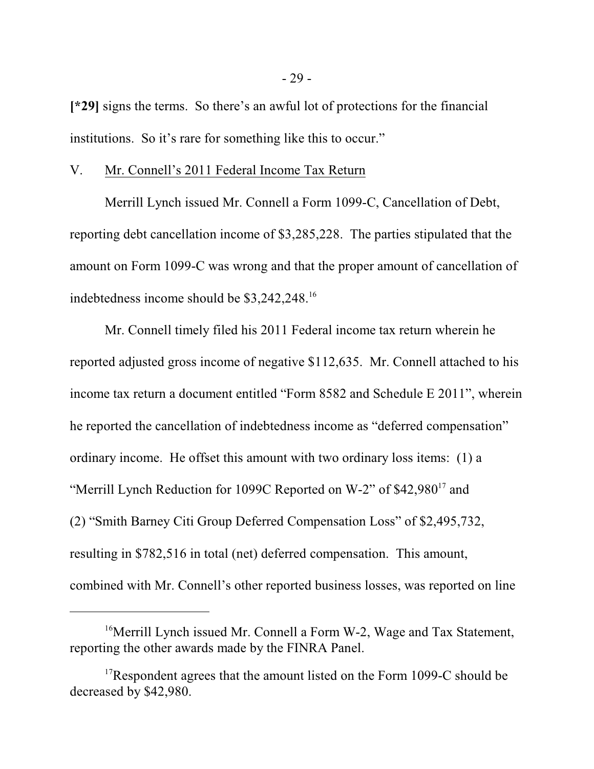[*29] signs the terms. So there's an awful lot of protections for the financial institutions. So it's rare for something like this to occur."

V. Mr. Connell's 2011 Federal Income Tax Return

Merrill Lynch issued Mr. Connell a Form 1099-C, Cancellation of Debt, reporting debt cancellation income of $3,285,228. The parties stipulated that the amount on Form 1099-C was wrong and that the proper amount of cancellation of indebtedness income should be $3,242,248.[16]

Mr. Connell timely filed his 2011 Federal income tax return wherein he reported adjusted gross income of negative $112,635. Mr. Connell attached to his income tax return a document entitled "Form 8582 and Schedule E 2011", wherein he reported the cancellation of indebtedness income as "deferred compensation" ordinary income. He offset this amount with two ordinary loss items: (1) a "Merrill Lynch Reduction for 1099C Reported on W-2" of $42,980[17] and (2) "Smith Barney Citi Group Deferred Compensation Loss" of $2,495,732, resulting in $782,516 in total (net) deferred compensation. This amount, combined with Mr. Connell's other reported business losses, was reported on line

---

[16] Merrill Lynch issued Mr. Connell a Form W-2, Wage and Tax Statement, reporting the other awards made by the FINRA Panel.

[17] Respondent agrees that the amount listed on the Form 1099-C should be decreased by $42,980.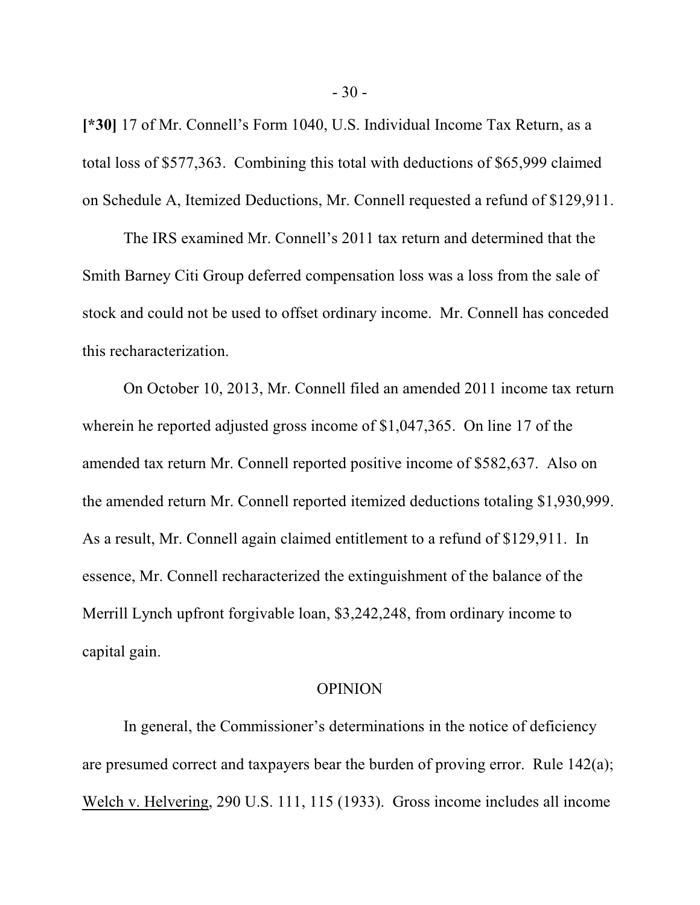**[*30]** 17 of Mr. Connell's Form 1040, U.S. Individual Income Tax Return, as a total loss of $577,363. Combining this total with deductions of $65,999 claimed on Schedule A, Itemized Deductions, Mr. Connell requested a refund of $129,911.

The IRS examined Mr. Connell's 2011 tax return and determined that the Smith Barney Citi Group deferred compensation loss was a loss from the sale of stock and could not be used to offset ordinary income. Mr. Connell has conceded this recharacterization.

On October 10, 2013, Mr. Connell filed an amended 2011 income tax return wherein he reported adjusted gross income of $1,047,365. On line 17 of the amended tax return Mr. Connell reported positive income of $582,637. Also on the amended return Mr. Connell reported itemized deductions totaling $1,930,999. As a result, Mr. Connell again claimed entitlement to a refund of $129,911. In essence, Mr. Connell recharacterized the extinguishment of the balance of the Merrill Lynch upfront forgivable loan, $3,242,248, from ordinary income to capital gain.

## OPINION

In general, the Commissioner's determinations in the notice of deficiency are presumed correct and taxpayers bear the burden of proving error. Rule 142(a); Welch v. Helvering, 290 U.S. 111, 115 (1933). Gross income includes all income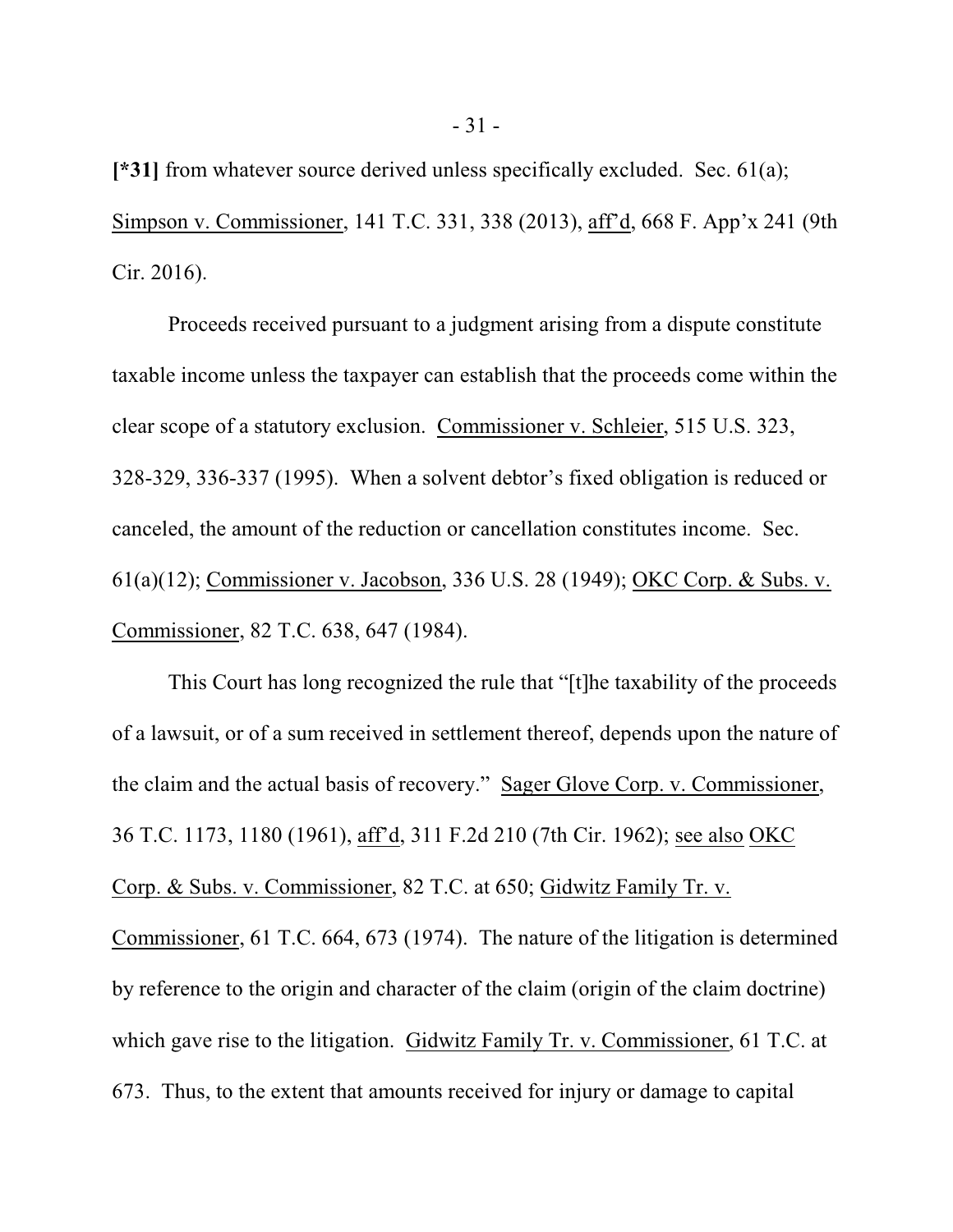**[*31]** from whatever source derived unless specifically excluded. Sec. 61(a); Simpson v. Commissioner, 141 T.C. 331, 338 (2013), aff'd, 668 F. App'x 241 (9th Cir. 2016).

Proceeds received pursuant to a judgment arising from a dispute constitute taxable income unless the taxpayer can establish that the proceeds come within the clear scope of a statutory exclusion. Commissioner v. Schleier, 515 U.S. 323, 328-329, 336-337 (1995). When a solvent debtor's fixed obligation is reduced or canceled, the amount of the reduction or cancellation constitutes income. Sec. 61(a)(12); Commissioner v. Jacobson, 336 U.S. 28 (1949); OKC Corp. & Subs. v. Commissioner, 82 T.C. 638, 647 (1984).

This Court has long recognized the rule that "[t]he taxability of the proceeds of a lawsuit, or of a sum received in settlement thereof, depends upon the nature of the claim and the actual basis of recovery." Sager Glove Corp. v. Commissioner, 36 T.C. 1173, 1180 (1961), aff'd, 311 F.2d 210 (7th Cir. 1962); see also OKC Corp. & Subs. v. Commissioner, 82 T.C. at 650; Gidwitz Family Tr. v. Commissioner, 61 T.C. 664, 673 (1974). The nature of the litigation is determined by reference to the origin and character of the claim (origin of the claim doctrine) which gave rise to the litigation. Gidwitz Family Tr. v. Commissioner, 61 T.C. at 673. Thus, to the extent that amounts received for injury or damage to capital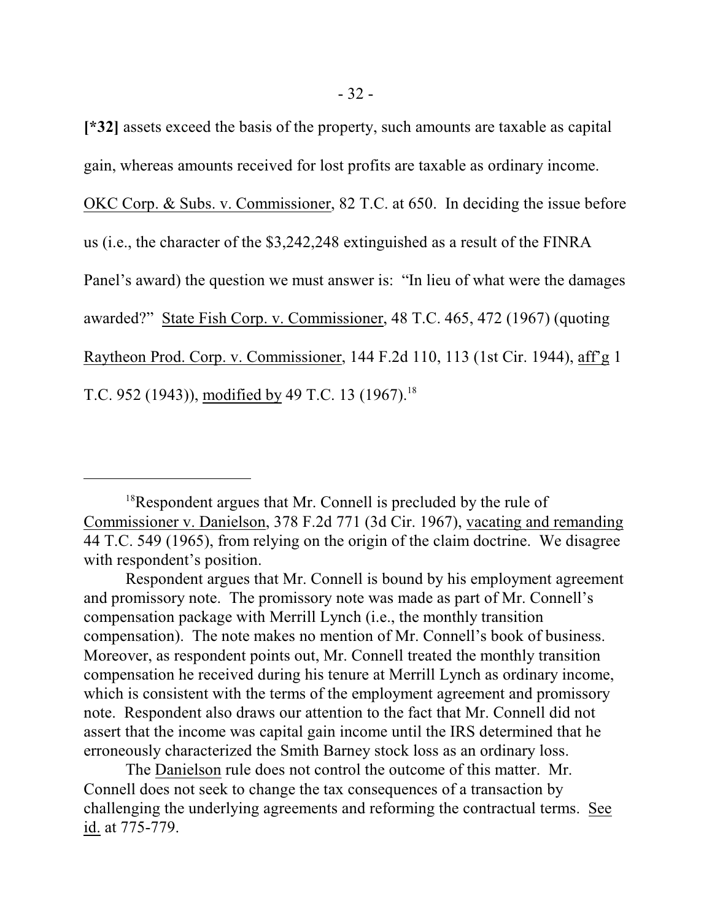**[*32]** assets exceed the basis of the property, such amounts are taxable as capital gain, whereas amounts received for lost profits are taxable as ordinary income. OKC Corp. & Subs. v. Commissioner, 82 T.C. at 650. In deciding the issue before us (i.e., the character of the $3,242,248 extinguished as a result of the FINRA Panel's award) the question we must answer is: "In lieu of what were the damages awarded?" State Fish Corp. v. Commissioner, 48 T.C. 465, 472 (1967) (quoting Raytheon Prod. Corp. v. Commissioner, 144 F.2d 110, 113 (1st Cir. 1944), aff'g 1 T.C. 952 (1943)), modified by 49 T.C. 13 (1967).[18]

---

[18]Respondent argues that Mr. Connell is precluded by the rule of Commissioner v. Danielson, 378 F.2d 771 (3d Cir. 1967), vacating and remanding 44 T.C. 549 (1965), from relying on the origin of the claim doctrine. We disagree with respondent's position.

Respondent argues that Mr. Connell is bound by his employment agreement and promissory note. The promissory note was made as part of Mr. Connell's compensation package with Merrill Lynch (i.e., the monthly transition compensation). The note makes no mention of Mr. Connell's book of business. Moreover, as respondent points out, Mr. Connell treated the monthly transition compensation he received during his tenure at Merrill Lynch as ordinary income, which is consistent with the terms of the employment agreement and promissory note. Respondent also draws our attention to the fact that Mr. Connell did not assert that the income was capital gain income until the IRS determined that he erroneously characterized the Smith Barney stock loss as an ordinary loss.

The Danielson rule does not control the outcome of this matter. Mr. Connell does not seek to change the tax consequences of a transaction by challenging the underlying agreements and reforming the contractual terms. See id. at 775-779.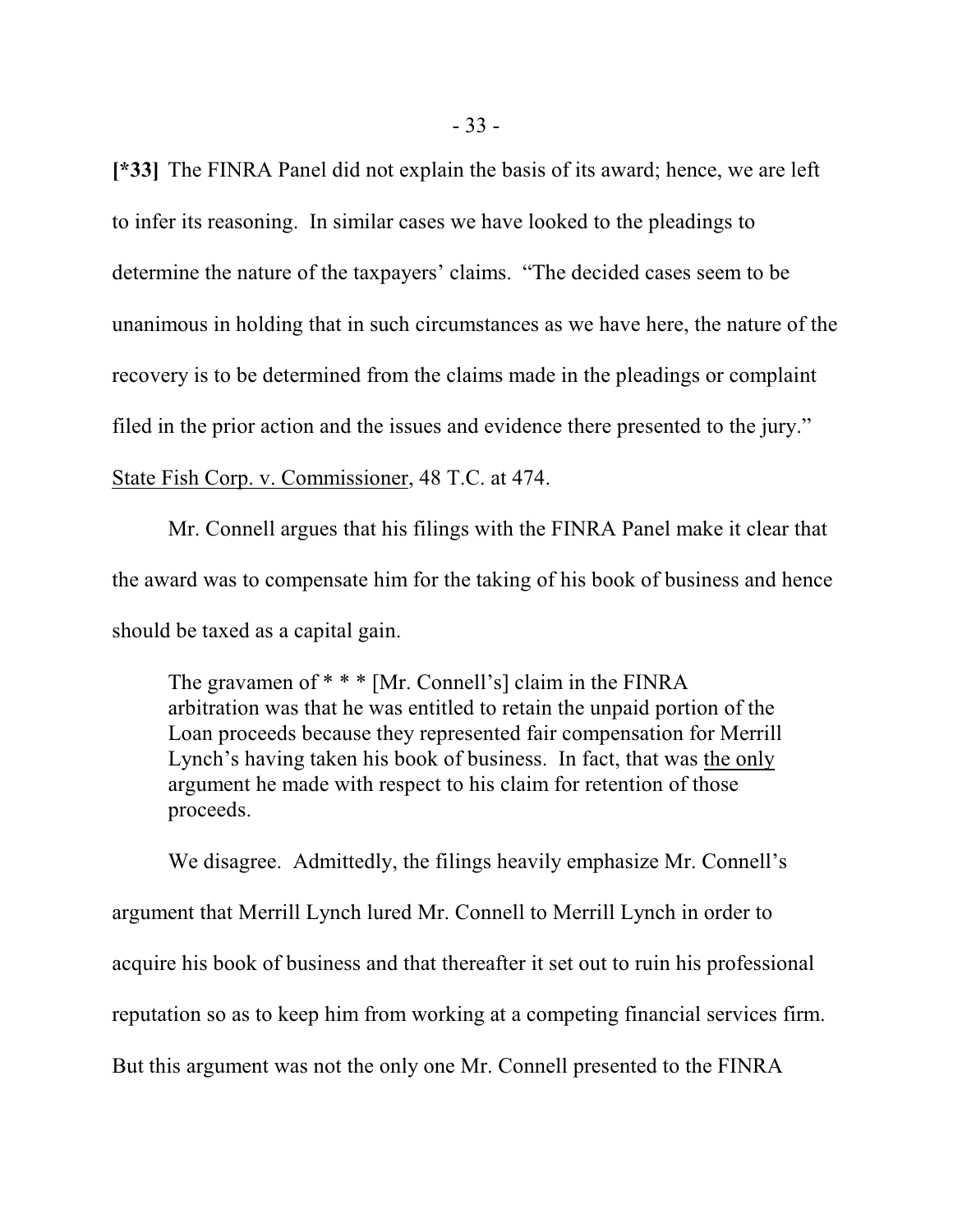**[*33]** The FINRA Panel did not explain the basis of its award; hence, we are left to infer its reasoning. In similar cases we have looked to the pleadings to determine the nature of the taxpayers' claims. "The decided cases seem to be unanimous in holding that in such circumstances as we have here, the nature of the recovery is to be determined from the claims made in the pleadings or complaint filed in the prior action and the issues and evidence there presented to the jury." State Fish Corp. v. Commissioner, 48 T.C. at 474.

Mr. Connell argues that his filings with the FINRA Panel make it clear that the award was to compensate him for the taking of his book of business and hence should be taxed as a capital gain.

> The gravamen of * * * [Mr. Connell's] claim in the FINRA arbitration was that he was entitled to retain the unpaid portion of the Loan proceeds because they represented fair compensation for Merrill Lynch's having taken his book of business. In fact, that was the only argument he made with respect to his claim for retention of those proceeds.

We disagree. Admittedly, the filings heavily emphasize Mr. Connell's argument that Merrill Lynch lured Mr. Connell to Merrill Lynch in order to acquire his book of business and that thereafter it set out to ruin his professional reputation so as to keep him from working at a competing financial services firm. But this argument was not the only one Mr. Connell presented to the FINRA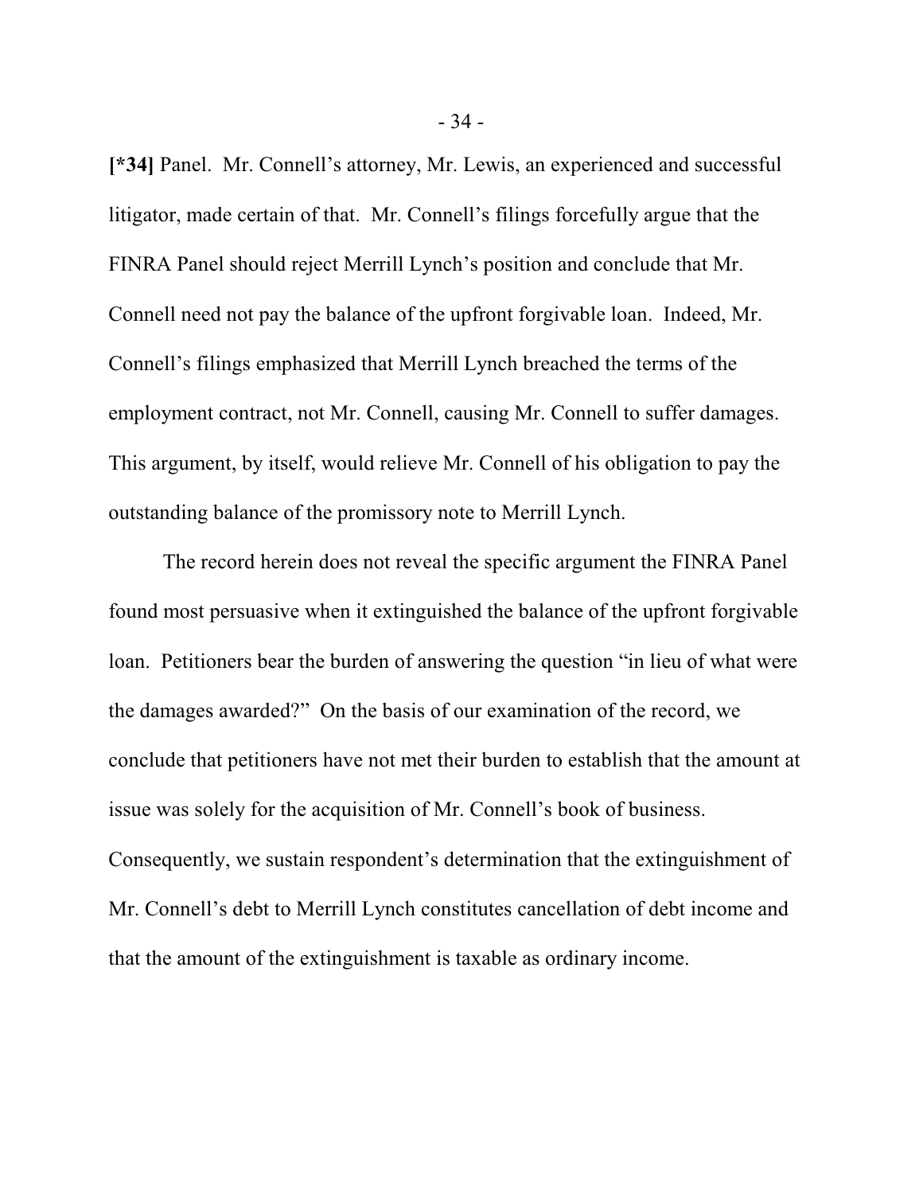**[*34]** Panel. Mr. Connell's attorney, Mr. Lewis, an experienced and successful litigator, made certain of that. Mr. Connell's filings forcefully argue that the FINRA Panel should reject Merrill Lynch's position and conclude that Mr. Connell need not pay the balance of the upfront forgivable loan. Indeed, Mr. Connell's filings emphasized that Merrill Lynch breached the terms of the employment contract, not Mr. Connell, causing Mr. Connell to suffer damages. This argument, by itself, would relieve Mr. Connell of his obligation to pay the outstanding balance of the promissory note to Merrill Lynch.

The record herein does not reveal the specific argument the FINRA Panel found most persuasive when it extinguished the balance of the upfront forgivable loan. Petitioners bear the burden of answering the question "in lieu of what were the damages awarded?" On the basis of our examination of the record, we conclude that petitioners have not met their burden to establish that the amount at issue was solely for the acquisition of Mr. Connell's book of business. Consequently, we sustain respondent's determination that the extinguishment of Mr. Connell's debt to Merrill Lynch constitutes cancellation of debt income and that the amount of the extinguishment is taxable as ordinary income.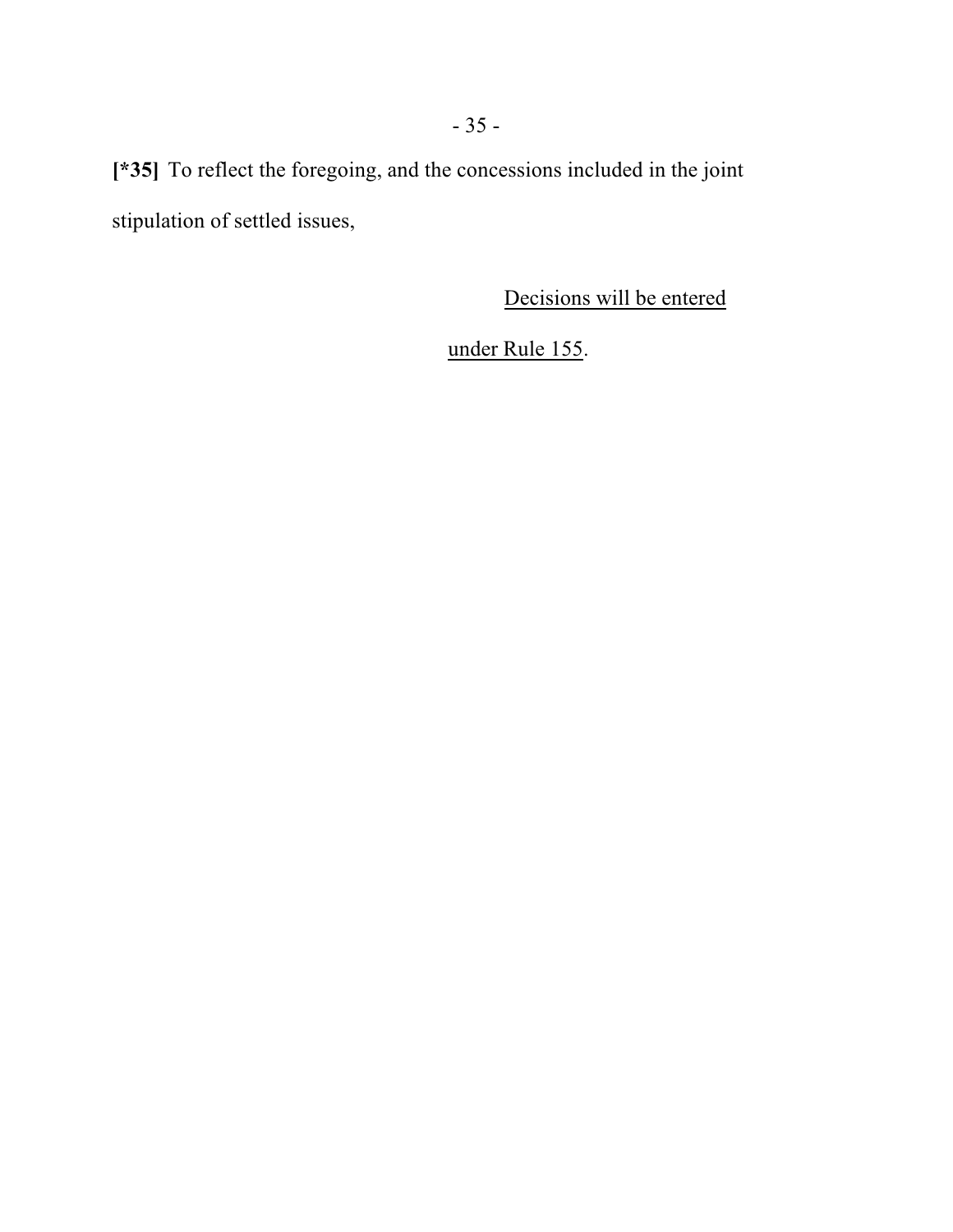**[*35]** To reflect the foregoing, and the concessions included in the joint stipulation of settled issues,

Decisions will be entered under Rule 155.